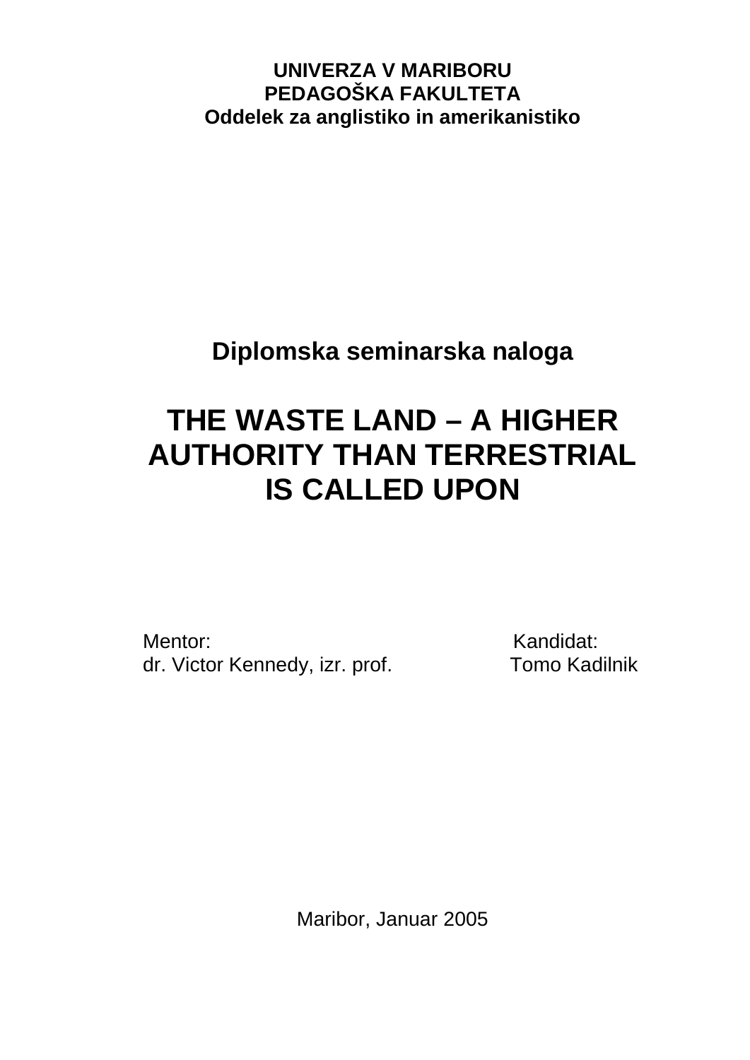**UNIVERZA V MARIBORU**
**PEDAGOŠKA FAKULTETA**
**Oddelek za anglistiko in amerikanistiko**

## Diplomska seminarska naloga

# THE WASTE LAND – A HIGHER AUTHORITY THAN TERRESTRIAL IS CALLED UPON

Mentor:
dr. Victor Kennedy, izr. prof.

Kandidat:
Tomo Kadilnik

Maribor, Januar 2005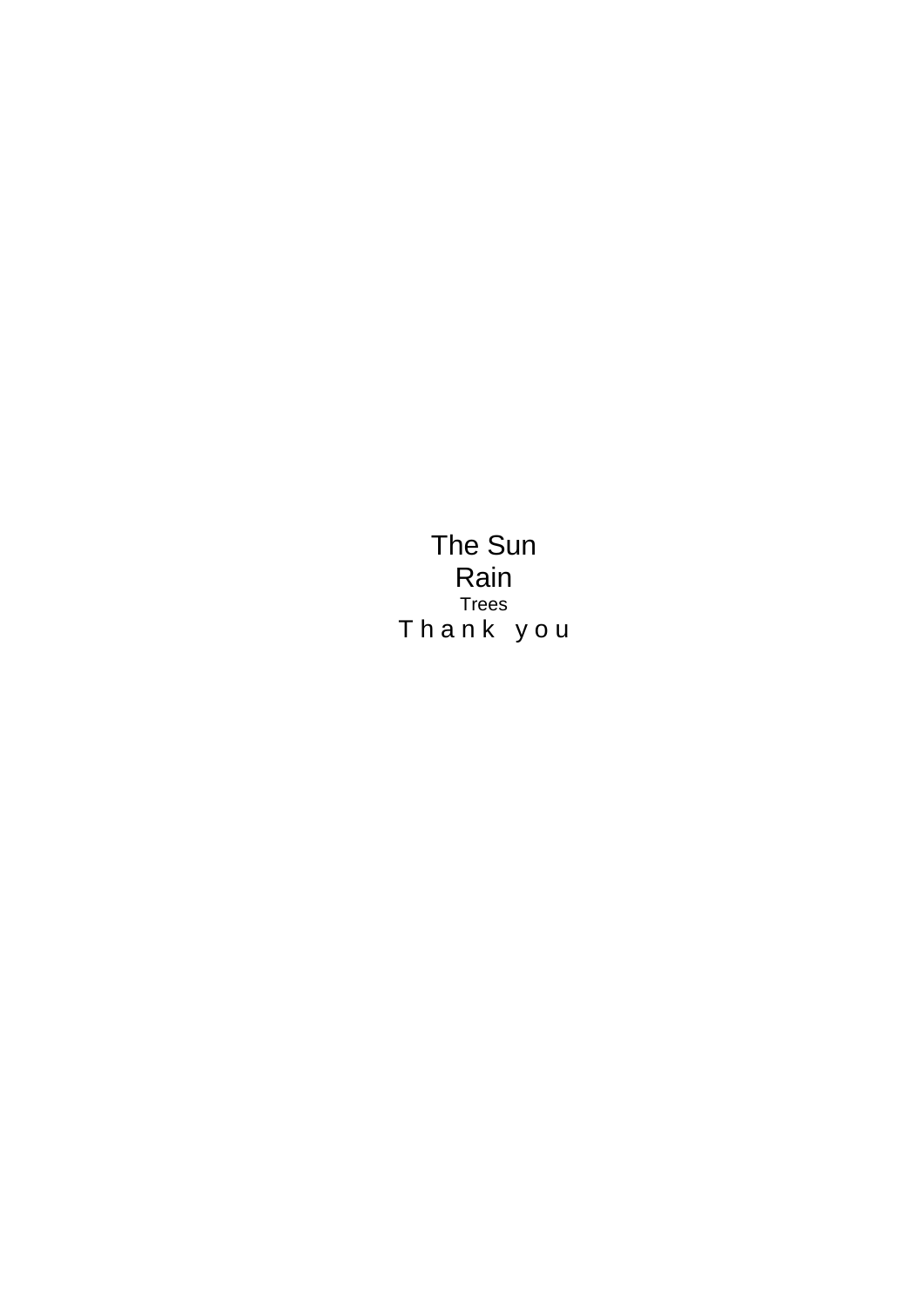The Sun

Rain

Trees

T h a n k   y o u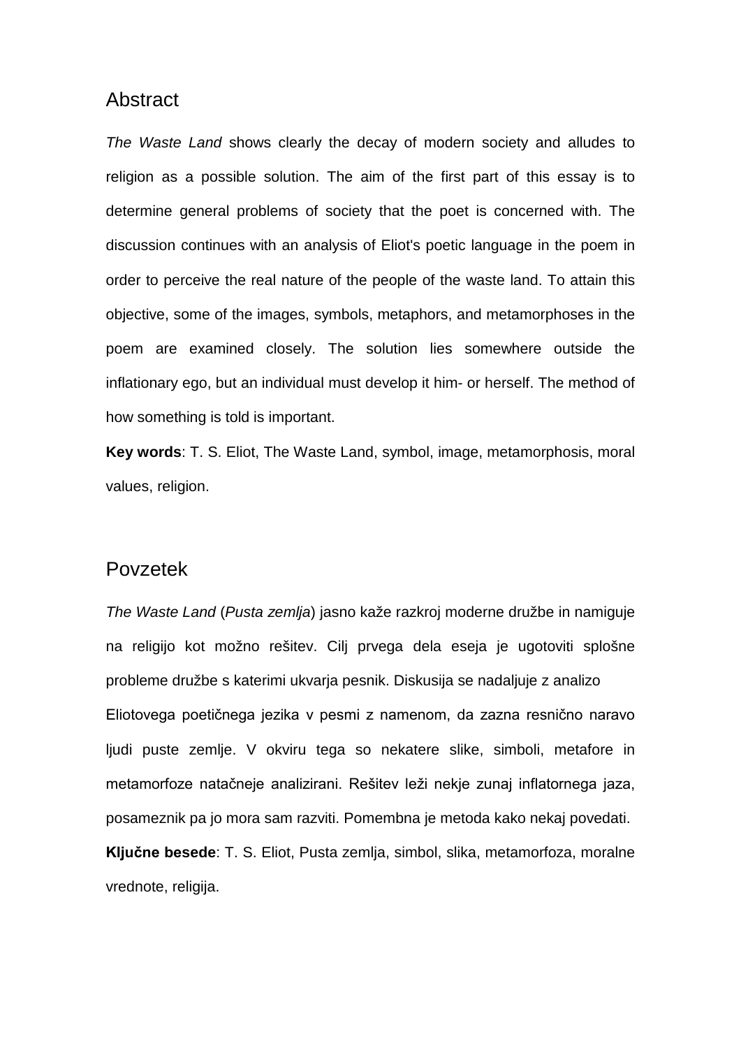## Abstract

*The Waste Land* shows clearly the decay of modern society and alludes to religion as a possible solution. The aim of the first part of this essay is to determine general problems of society that the poet is concerned with. The discussion continues with an analysis of Eliot's poetic language in the poem in order to perceive the real nature of the people of the waste land. To attain this objective, some of the images, symbols, metaphors, and metamorphoses in the poem are examined closely. The solution lies somewhere outside the inflationary ego, but an individual must develop it him- or herself. The method of how something is told is important.

**Key words**: T. S. Eliot, The Waste Land, symbol, image, metamorphosis, moral values, religion.

## Povzetek

*The Waste Land* (*Pusta zemlja*) jasno kaže razkroj moderne družbe in namiguje na religijo kot možno rešitev. Cilj prvega dela eseja je ugotoviti splošne probleme družbe s katerimi ukvarja pesnik. Diskusija se nadaljuje z analizo Eliotovega poetičnega jezika v pesmi z namenom, da zazna resnično naravo ljudi puste zemlje. V okviru tega so nekatere slike, simboli, metafore in metamorfoze natačneje analizirani. Rešitev leži nekje zunaj inflatornega jaza, posameznik pa jo mora sam razviti. Pomembna je metoda kako nekaj povedati.

**Ključne besede**: T. S. Eliot, Pusta zemlja, simbol, slika, metamorfoza, moralne vrednote, religija.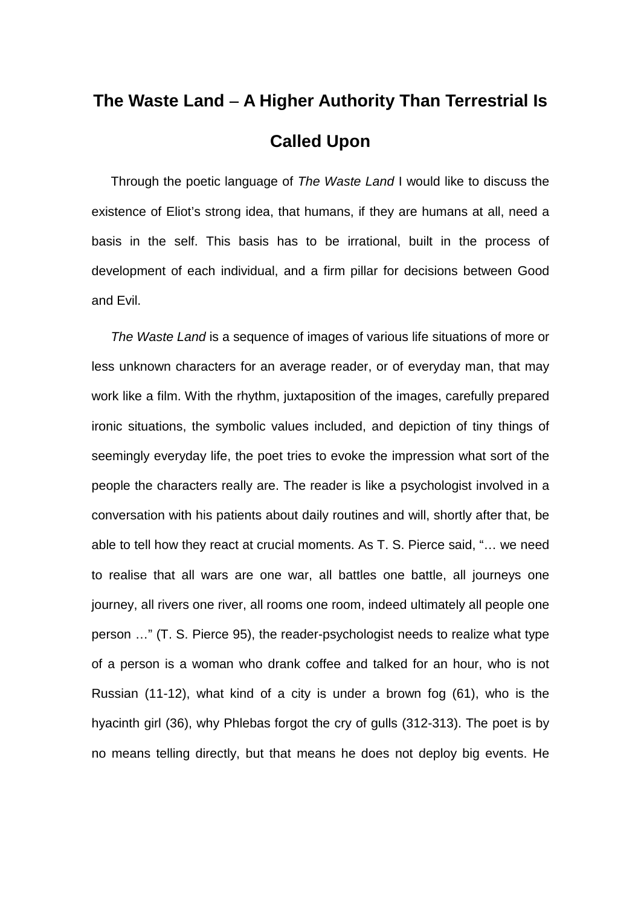# The Waste Land – A Higher Authority Than Terrestrial Is Called Upon

Through the poetic language of *The Waste Land* I would like to discuss the existence of Eliot's strong idea, that humans, if they are humans at all, need a basis in the self. This basis has to be irrational, built in the process of development of each individual, and a firm pillar for decisions between Good and Evil.

*The Waste Land* is a sequence of images of various life situations of more or less unknown characters for an average reader, or of everyday man, that may work like a film. With the rhythm, juxtaposition of the images, carefully prepared ironic situations, the symbolic values included, and depiction of tiny things of seemingly everyday life, the poet tries to evoke the impression what sort of the people the characters really are. The reader is like a psychologist involved in a conversation with his patients about daily routines and will, shortly after that, be able to tell how they react at crucial moments. As T. S. Pierce said, "… we need to realise that all wars are one war, all battles one battle, all journeys one journey, all rivers one river, all rooms one room, indeed ultimately all people one person …" (T. S. Pierce 95), the reader-psychologist needs to realize what type of a person is a woman who drank coffee and talked for an hour, who is not Russian (11-12), what kind of a city is under a brown fog (61), who is the hyacinth girl (36), why Phlebas forgot the cry of gulls (312-313). The poet is by no means telling directly, but that means he does not deploy big events. He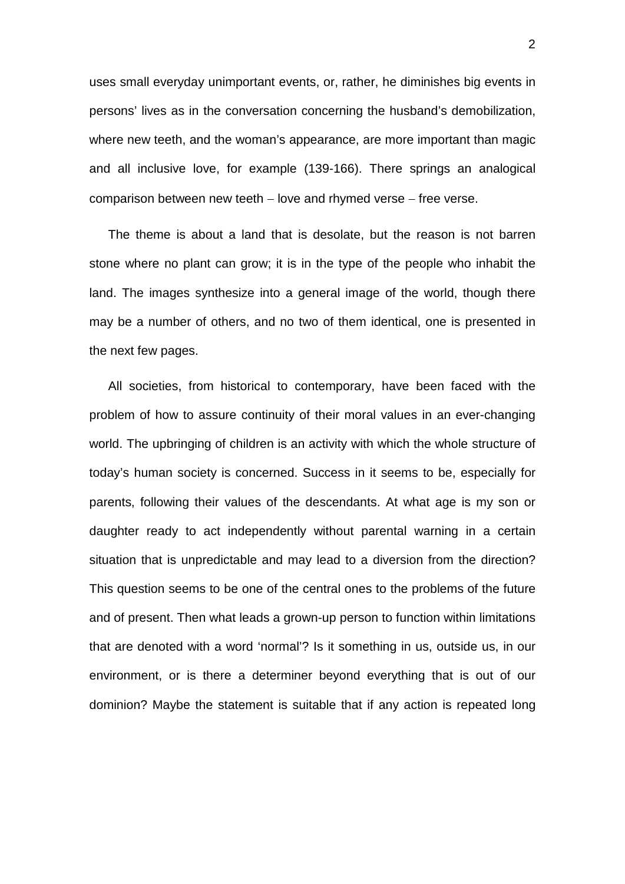uses small everyday unimportant events, or, rather, he diminishes big events in persons' lives as in the conversation concerning the husband's demobilization, where new teeth, and the woman's appearance, are more important than magic and all inclusive love, for example (139-166). There springs an analogical comparison between new teeth – love and rhymed verse – free verse.

The theme is about a land that is desolate, but the reason is not barren stone where no plant can grow; it is in the type of the people who inhabit the land. The images synthesize into a general image of the world, though there may be a number of others, and no two of them identical, one is presented in the next few pages.

All societies, from historical to contemporary, have been faced with the problem of how to assure continuity of their moral values in an ever-changing world. The upbringing of children is an activity with which the whole structure of today's human society is concerned. Success in it seems to be, especially for parents, following their values of the descendants. At what age is my son or daughter ready to act independently without parental warning in a certain situation that is unpredictable and may lead to a diversion from the direction? This question seems to be one of the central ones to the problems of the future and of present. Then what leads a grown-up person to function within limitations that are denoted with a word 'normal'? Is it something in us, outside us, in our environment, or is there a determiner beyond everything that is out of our dominion? Maybe the statement is suitable that if any action is repeated long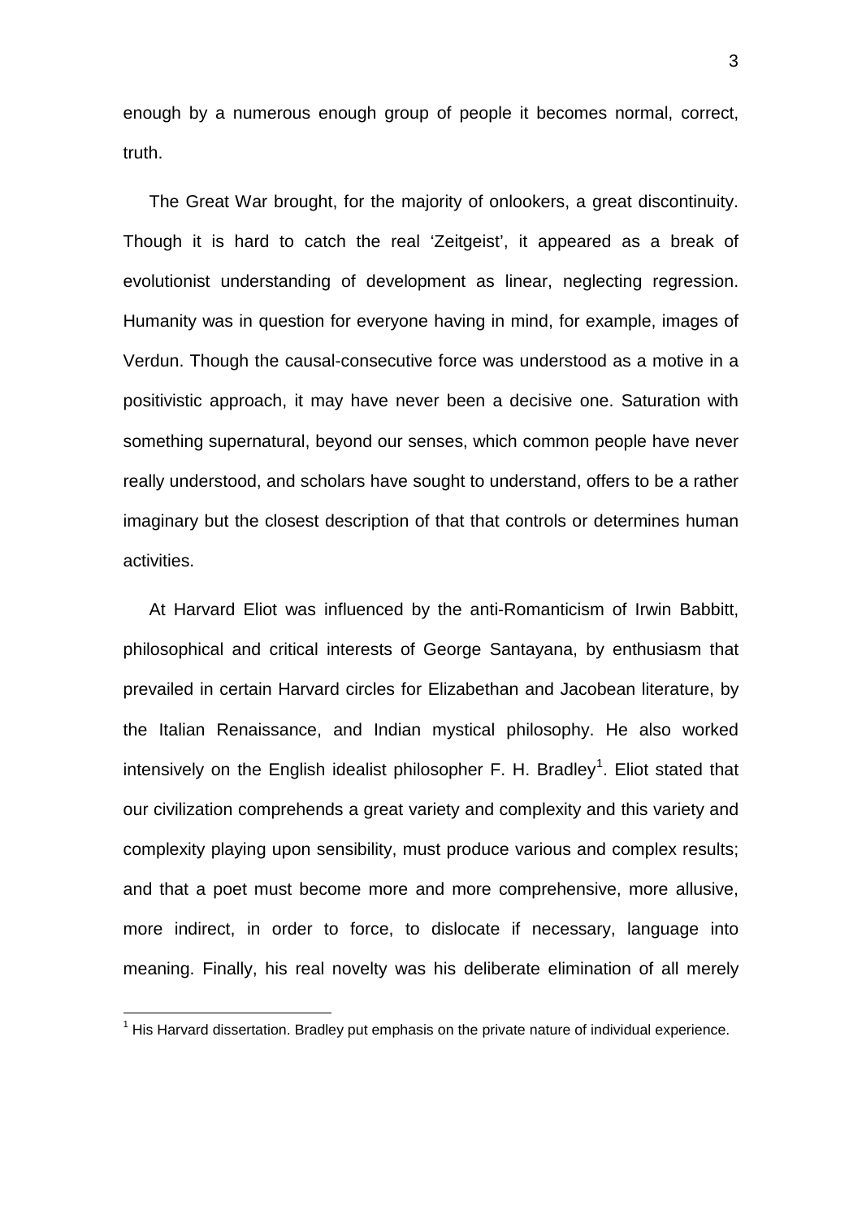enough by a numerous enough group of people it becomes normal, correct, truth.

The Great War brought, for the majority of onlookers, a great discontinuity. Though it is hard to catch the real 'Zeitgeist', it appeared as a break of evolutionist understanding of development as linear, neglecting regression. Humanity was in question for everyone having in mind, for example, images of Verdun. Though the causal-consecutive force was understood as a motive in a positivistic approach, it may have never been a decisive one. Saturation with something supernatural, beyond our senses, which common people have never really understood, and scholars have sought to understand, offers to be a rather imaginary but the closest description of that that controls or determines human activities.

At Harvard Eliot was influenced by the anti-Romanticism of Irwin Babbitt, philosophical and critical interests of George Santayana, by enthusiasm that prevailed in certain Harvard circles for Elizabethan and Jacobean literature, by the Italian Renaissance, and Indian mystical philosophy. He also worked intensively on the English idealist philosopher F. H. Bradley[1]. Eliot stated that our civilization comprehends a great variety and complexity and this variety and complexity playing upon sensibility, must produce various and complex results; and that a poet must become more and more comprehensive, more allusive, more indirect, in order to force, to dislocate if necessary, language into meaning. Finally, his real novelty was his deliberate elimination of all merely

[1] His Harvard dissertation. Bradley put emphasis on the private nature of individual experience.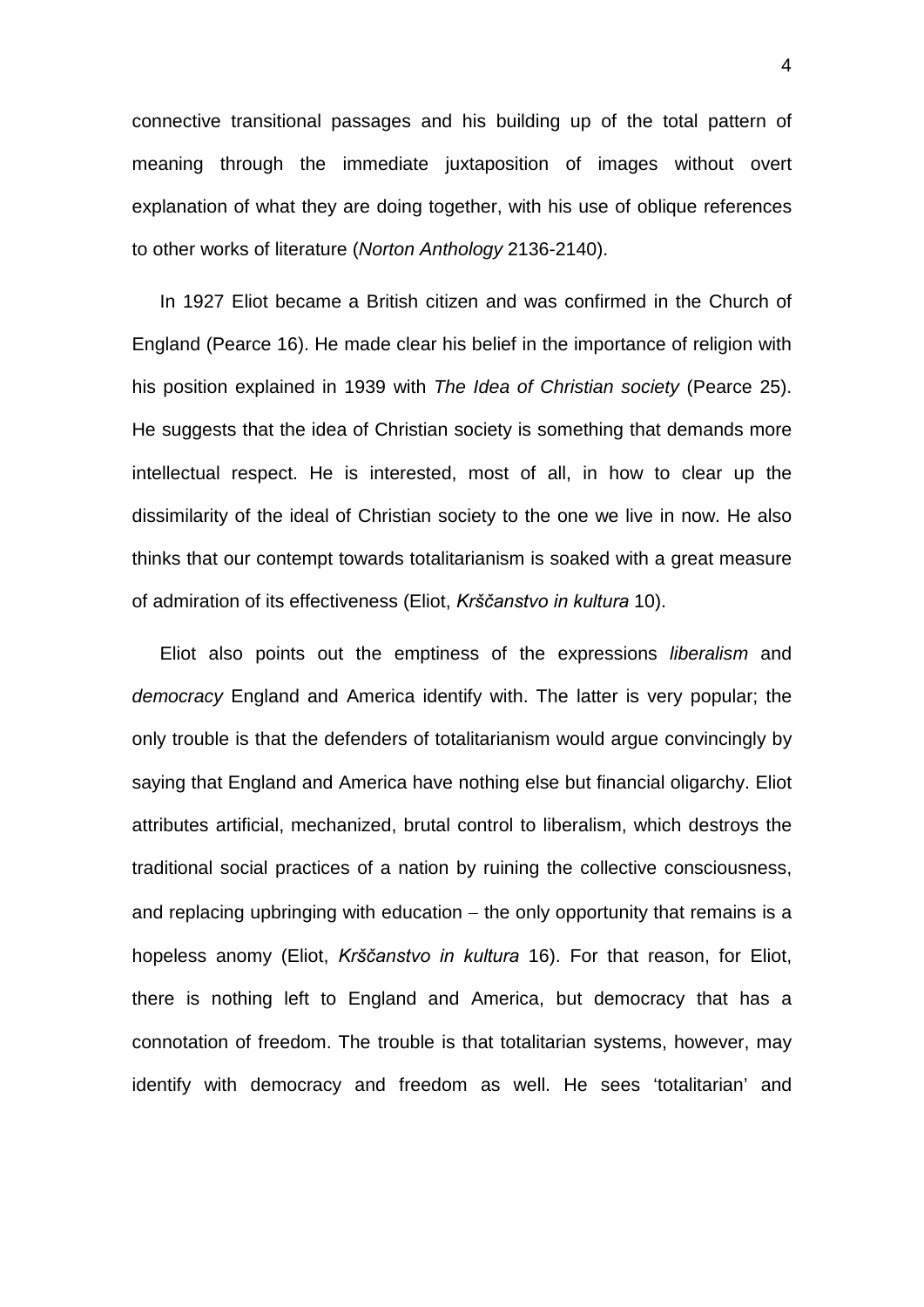connective transitional passages and his building up of the total pattern of meaning through the immediate juxtaposition of images without overt explanation of what they are doing together, with his use of oblique references to other works of literature (*Norton Anthology* 2136-2140).

In 1927 Eliot became a British citizen and was confirmed in the Church of England (Pearce 16). He made clear his belief in the importance of religion with his position explained in 1939 with *The Idea of Christian society* (Pearce 25). He suggests that the idea of Christian society is something that demands more intellectual respect. He is interested, most of all, in how to clear up the dissimilarity of the ideal of Christian society to the one we live in now. He also thinks that our contempt towards totalitarianism is soaked with a great measure of admiration of its effectiveness (Eliot, *Krščanstvo in kultura* 10).

Eliot also points out the emptiness of the expressions *liberalism* and *democracy* England and America identify with. The latter is very popular; the only trouble is that the defenders of totalitarianism would argue convincingly by saying that England and America have nothing else but financial oligarchy. Eliot attributes artificial, mechanized, brutal control to liberalism, which destroys the traditional social practices of a nation by ruining the collective consciousness, and replacing upbringing with education – the only opportunity that remains is a hopeless anomy (Eliot, *Krščanstvo in kultura* 16). For that reason, for Eliot, there is nothing left to England and America, but democracy that has a connotation of freedom. The trouble is that totalitarian systems, however, may identify with democracy and freedom as well. He sees 'totalitarian' and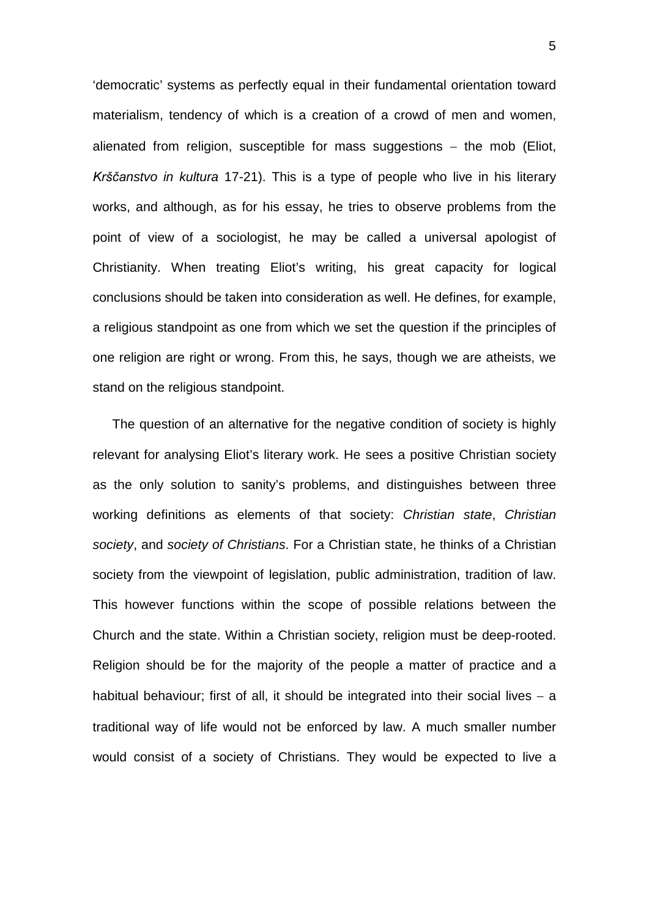'democratic' systems as perfectly equal in their fundamental orientation toward materialism, tendency of which is a creation of a crowd of men and women, alienated from religion, susceptible for mass suggestions – the mob (Eliot, *Krščanstvo in kultura* 17-21). This is a type of people who live in his literary works, and although, as for his essay, he tries to observe problems from the point of view of a sociologist, he may be called a universal apologist of Christianity. When treating Eliot's writing, his great capacity for logical conclusions should be taken into consideration as well. He defines, for example, a religious standpoint as one from which we set the question if the principles of one religion are right or wrong. From this, he says, though we are atheists, we stand on the religious standpoint.

The question of an alternative for the negative condition of society is highly relevant for analysing Eliot's literary work. He sees a positive Christian society as the only solution to sanity's problems, and distinguishes between three working definitions as elements of that society: *Christian state*, *Christian society*, and *society of Christians*. For a Christian state, he thinks of a Christian society from the viewpoint of legislation, public administration, tradition of law. This however functions within the scope of possible relations between the Church and the state. Within a Christian society, religion must be deep-rooted. Religion should be for the majority of the people a matter of practice and a habitual behaviour; first of all, it should be integrated into their social lives – a traditional way of life would not be enforced by law. A much smaller number would consist of a society of Christians. They would be expected to live a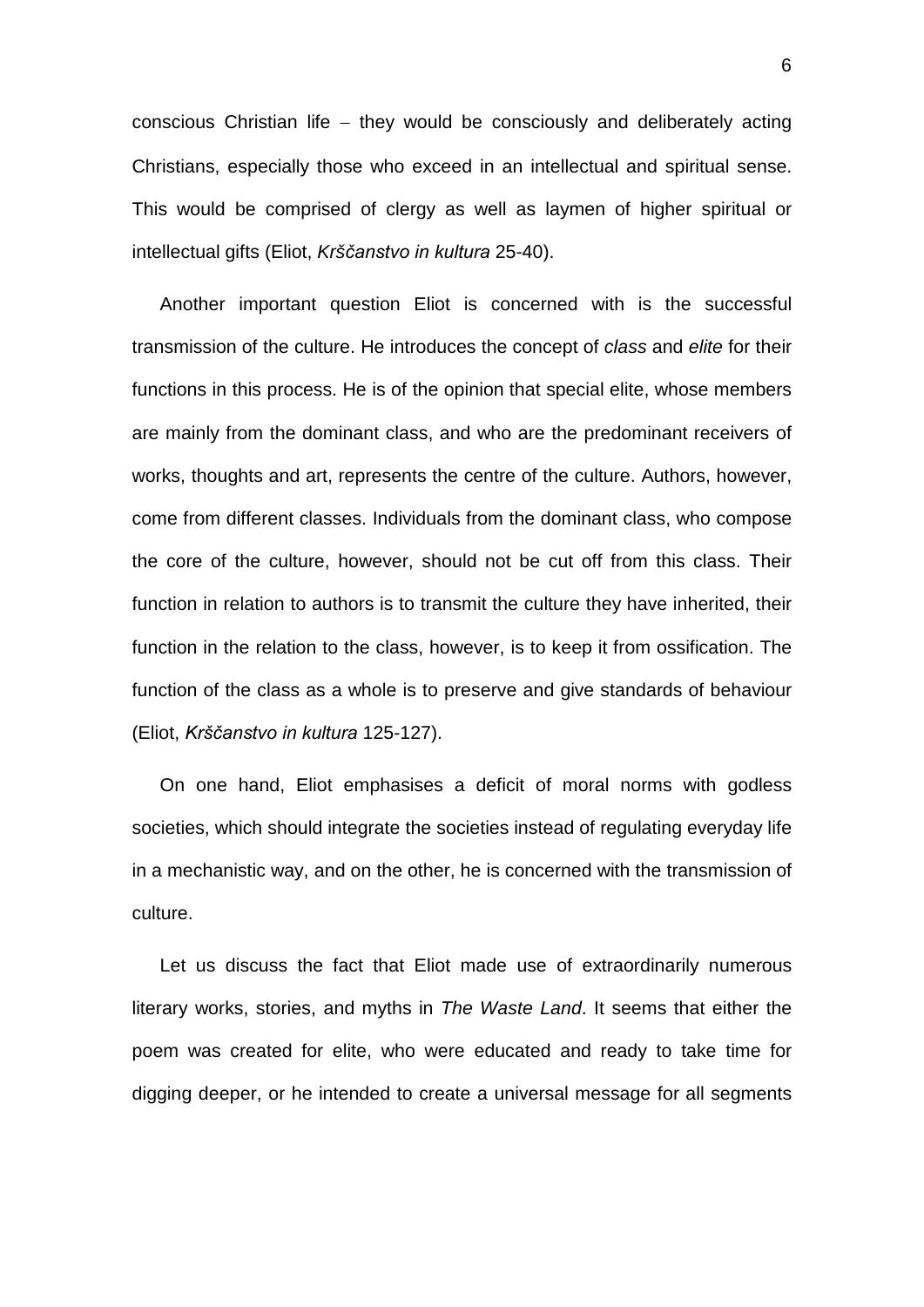conscious Christian life – they would be consciously and deliberately acting Christians, especially those who exceed in an intellectual and spiritual sense. This would be comprised of clergy as well as laymen of higher spiritual or intellectual gifts (Eliot, *Krščanstvo in kultura* 25-40).

Another important question Eliot is concerned with is the successful transmission of the culture. He introduces the concept of *class* and *elite* for their functions in this process. He is of the opinion that special elite, whose members are mainly from the dominant class, and who are the predominant receivers of works, thoughts and art, represents the centre of the culture. Authors, however, come from different classes. Individuals from the dominant class, who compose the core of the culture, however, should not be cut off from this class. Their function in relation to authors is to transmit the culture they have inherited, their function in the relation to the class, however, is to keep it from ossification. The function of the class as a whole is to preserve and give standards of behaviour (Eliot, *Krščanstvo in kultura* 125-127).

On one hand, Eliot emphasises a deficit of moral norms with godless societies, which should integrate the societies instead of regulating everyday life in a mechanistic way, and on the other, he is concerned with the transmission of culture.

Let us discuss the fact that Eliot made use of extraordinarily numerous literary works, stories, and myths in *The Waste Land*. It seems that either the poem was created for elite, who were educated and ready to take time for digging deeper, or he intended to create a universal message for all segments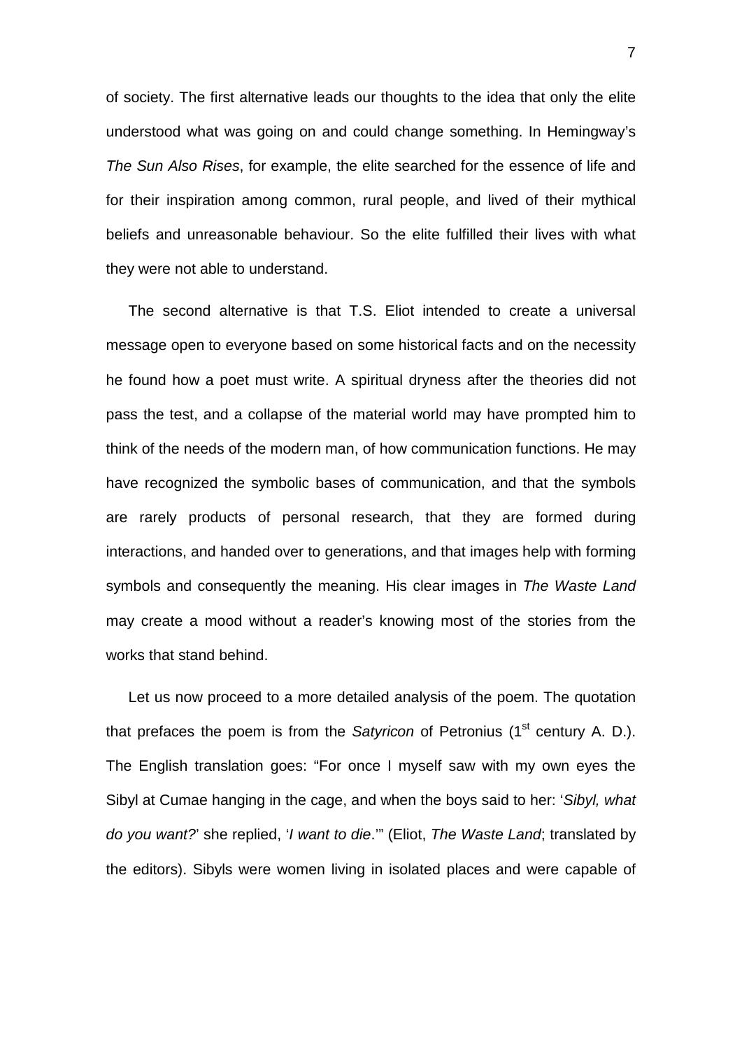of society. The first alternative leads our thoughts to the idea that only the elite understood what was going on and could change something. In Hemingway's *The Sun Also Rises*, for example, the elite searched for the essence of life and for their inspiration among common, rural people, and lived of their mythical beliefs and unreasonable behaviour. So the elite fulfilled their lives with what they were not able to understand.

The second alternative is that T.S. Eliot intended to create a universal message open to everyone based on some historical facts and on the necessity he found how a poet must write. A spiritual dryness after the theories did not pass the test, and a collapse of the material world may have prompted him to think of the needs of the modern man, of how communication functions. He may have recognized the symbolic bases of communication, and that the symbols are rarely products of personal research, that they are formed during interactions, and handed over to generations, and that images help with forming symbols and consequently the meaning. His clear images in *The Waste Land* may create a mood without a reader's knowing most of the stories from the works that stand behind.

Let us now proceed to a more detailed analysis of the poem. The quotation that prefaces the poem is from the *Satyricon* of Petronius (1st century A. D.). The English translation goes: "For once I myself saw with my own eyes the Sibyl at Cumae hanging in the cage, and when the boys said to her: '*Sibyl, what do you want?*' she replied, '*I want to die*.'" (Eliot, *The Waste Land*; translated by the editors). Sibyls were women living in isolated places and were capable of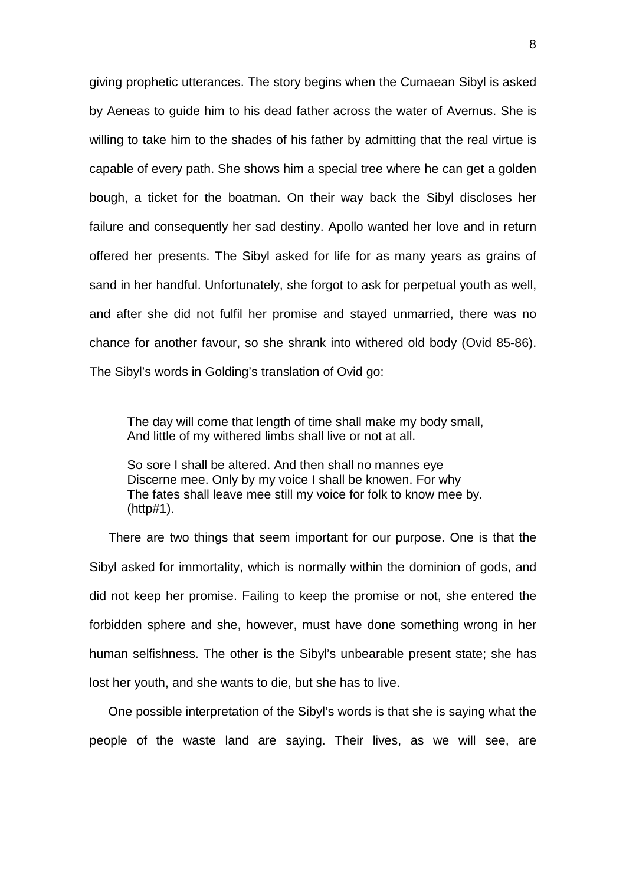giving prophetic utterances. The story begins when the Cumaean Sibyl is asked by Aeneas to guide him to his dead father across the water of Avernus. She is willing to take him to the shades of his father by admitting that the real virtue is capable of every path. She shows him a special tree where he can get a golden bough, a ticket for the boatman. On their way back the Sibyl discloses her failure and consequently her sad destiny. Apollo wanted her love and in return offered her presents. The Sibyl asked for life for as many years as grains of sand in her handful. Unfortunately, she forgot to ask for perpetual youth as well, and after she did not fulfil her promise and stayed unmarried, there was no chance for another favour, so she shrank into withered old body (Ovid 85-86). The Sibyl's words in Golding's translation of Ovid go:

> The day will come that length of time shall make my body small,
> And little of my withered limbs shall live or not at all.
>
> So sore I shall be altered. And then shall no mannes eye
> Discerne mee. Only by my voice I shall be knowen. For why
> The fates shall leave mee still my voice for folk to know mee by.
> (http#1).

There are two things that seem important for our purpose. One is that the Sibyl asked for immortality, which is normally within the dominion of gods, and did not keep her promise. Failing to keep the promise or not, she entered the forbidden sphere and she, however, must have done something wrong in her human selfishness. The other is the Sibyl's unbearable present state; she has lost her youth, and she wants to die, but she has to live.

One possible interpretation of the Sibyl's words is that she is saying what the people of the waste land are saying. Their lives, as we will see, are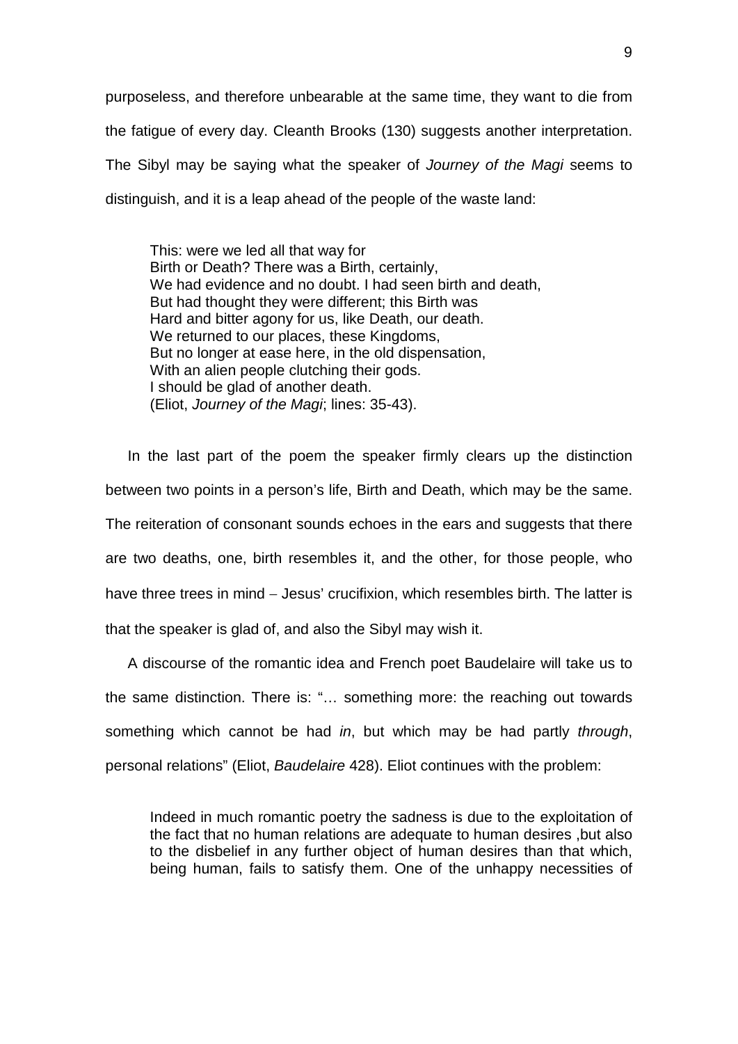purposeless, and therefore unbearable at the same time, they want to die from the fatigue of every day. Cleanth Brooks (130) suggests another interpretation. The Sibyl may be saying what the speaker of *Journey of the Magi* seems to distinguish, and it is a leap ahead of the people of the waste land:

> This: were we led all that way for  
> Birth or Death? There was a Birth, certainly,  
> We had evidence and no doubt. I had seen birth and death,  
> But had thought they were different; this Birth was  
> Hard and bitter agony for us, like Death, our death.  
> We returned to our places, these Kingdoms,  
> But no longer at ease here, in the old dispensation,  
> With an alien people clutching their gods.  
> I should be glad of another death.  
> (Eliot, *Journey of the Magi*; lines: 35-43).

In the last part of the poem the speaker firmly clears up the distinction between two points in a person's life, Birth and Death, which may be the same. The reiteration of consonant sounds echoes in the ears and suggests that there are two deaths, one, birth resembles it, and the other, for those people, who have three trees in mind – Jesus' crucifixion, which resembles birth. The latter is that the speaker is glad of, and also the Sibyl may wish it.

A discourse of the romantic idea and French poet Baudelaire will take us to the same distinction. There is: "… something more: the reaching out towards something which cannot be had *in*, but which may be had partly *through*, personal relations" (Eliot, *Baudelaire* 428). Eliot continues with the problem:

> Indeed in much romantic poetry the sadness is due to the exploitation of the fact that no human relations are adequate to human desires ,but also to the disbelief in any further object of human desires than that which, being human, fails to satisfy them. One of the unhappy necessities of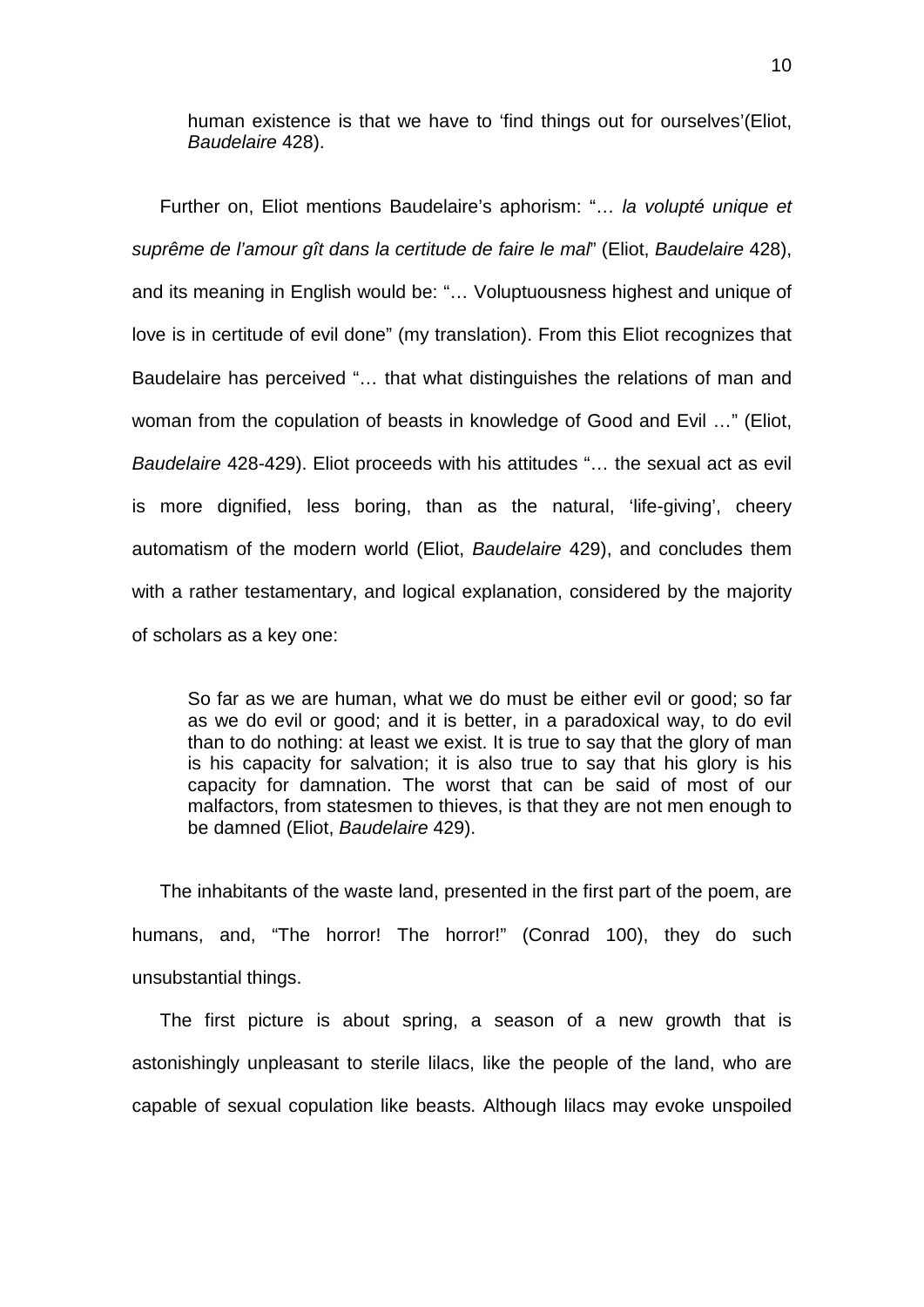> human existence is that we have to 'find things out for ourselves'(Eliot, *Baudelaire* 428).

Further on, Eliot mentions Baudelaire's aphorism: "… *la volupté unique et suprême de l'amour gît dans la certitude de faire le mal*" (Eliot, *Baudelaire* 428), and its meaning in English would be: "… Voluptuousness highest and unique of love is in certitude of evil done" (my translation). From this Eliot recognizes that Baudelaire has perceived "… that what distinguishes the relations of man and woman from the copulation of beasts in knowledge of Good and Evil …" (Eliot, *Baudelaire* 428-429). Eliot proceeds with his attitudes "… the sexual act as evil is more dignified, less boring, than as the natural, 'life-giving', cheery automatism of the modern world (Eliot, *Baudelaire* 429), and concludes them with a rather testamentary, and logical explanation, considered by the majority of scholars as a key one:

> So far as we are human, what we do must be either evil or good; so far as we do evil or good; and it is better, in a paradoxical way, to do evil than to do nothing: at least we exist. It is true to say that the glory of man is his capacity for salvation; it is also true to say that his glory is his capacity for damnation. The worst that can be said of most of our malfactors, from statesmen to thieves, is that they are not men enough to be damned (Eliot, *Baudelaire* 429).

The inhabitants of the waste land, presented in the first part of the poem, are humans, and, "The horror! The horror!" (Conrad 100), they do such unsubstantial things.

The first picture is about spring, a season of a new growth that is astonishingly unpleasant to sterile lilacs, like the people of the land, who are capable of sexual copulation like beasts. Although lilacs may evoke unspoiled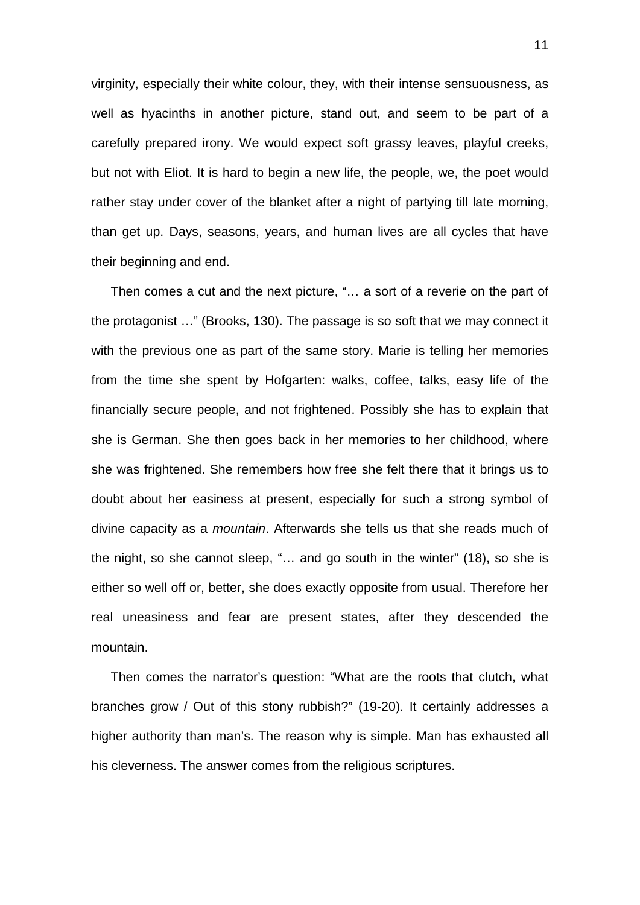virginity, especially their white colour, they, with their intense sensuousness, as well as hyacinths in another picture, stand out, and seem to be part of a carefully prepared irony. We would expect soft grassy leaves, playful creeks, but not with Eliot. It is hard to begin a new life, the people, we, the poet would rather stay under cover of the blanket after a night of partying till late morning, than get up. Days, seasons, years, and human lives are all cycles that have their beginning and end.

Then comes a cut and the next picture, "… a sort of a reverie on the part of the protagonist …" (Brooks, 130). The passage is so soft that we may connect it with the previous one as part of the same story. Marie is telling her memories from the time she spent by Hofgarten: walks, coffee, talks, easy life of the financially secure people, and not frightened. Possibly she has to explain that she is German. She then goes back in her memories to her childhood, where she was frightened. She remembers how free she felt there that it brings us to doubt about her easiness at present, especially for such a strong symbol of divine capacity as a *mountain*. Afterwards she tells us that she reads much of the night, so she cannot sleep, "… and go south in the winter" (18), so she is either so well off or, better, she does exactly opposite from usual. Therefore her real uneasiness and fear are present states, after they descended the mountain.

Then comes the narrator's question: "What are the roots that clutch, what branches grow / Out of this stony rubbish?" (19-20). It certainly addresses a higher authority than man's. The reason why is simple. Man has exhausted all his cleverness. The answer comes from the religious scriptures.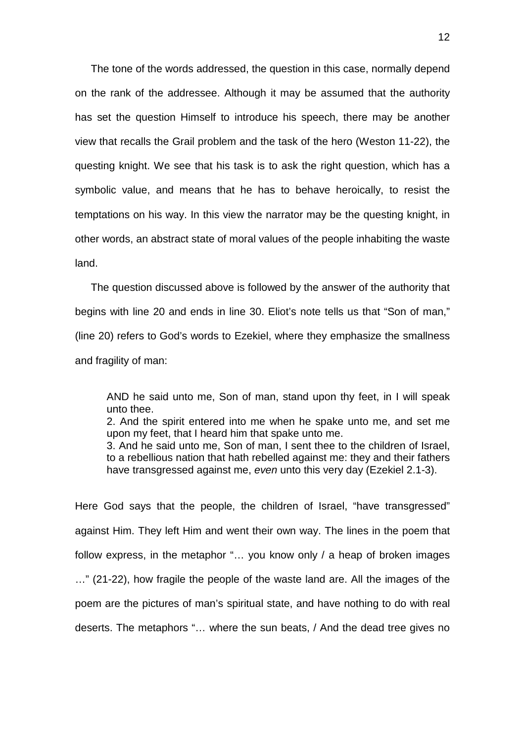The tone of the words addressed, the question in this case, normally depend on the rank of the addressee. Although it may be assumed that the authority has set the question Himself to introduce his speech, there may be another view that recalls the Grail problem and the task of the hero (Weston 11-22), the questing knight. We see that his task is to ask the right question, which has a symbolic value, and means that he has to behave heroically, to resist the temptations on his way. In this view the narrator may be the questing knight, in other words, an abstract state of moral values of the people inhabiting the waste land.

The question discussed above is followed by the answer of the authority that begins with line 20 and ends in line 30. Eliot's note tells us that "Son of man," (line 20) refers to God's words to Ezekiel, where they emphasize the smallness and fragility of man:

> AND he said unto me, Son of man, stand upon thy feet, in I will speak unto thee.
> 2. And the spirit entered into me when he spake unto me, and set me upon my feet, that I heard him that spake unto me.
> 3. And he said unto me, Son of man, I sent thee to the children of Israel, to a rebellious nation that hath rebelled against me: they and their fathers have transgressed against me, *even* unto this very day (Ezekiel 2.1-3).

Here God says that the people, the children of Israel, "have transgressed" against Him. They left Him and went their own way. The lines in the poem that follow express, in the metaphor "… you know only / a heap of broken images …" (21-22), how fragile the people of the waste land are. All the images of the poem are the pictures of man's spiritual state, and have nothing to do with real deserts. The metaphors "… where the sun beats, / And the dead tree gives no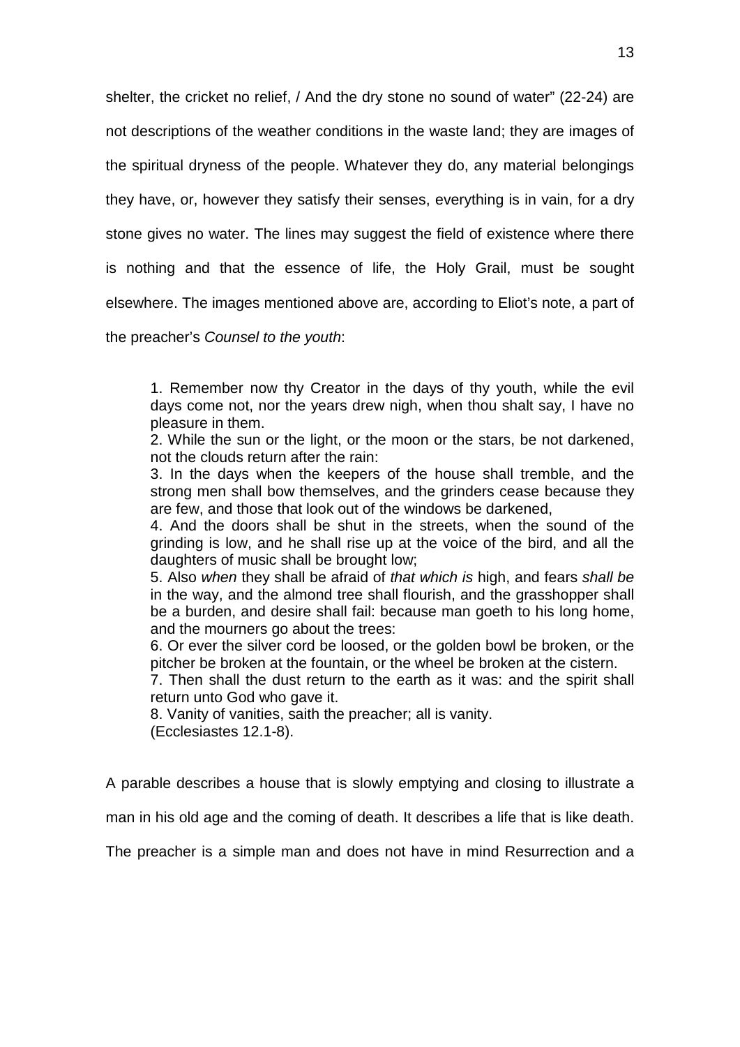shelter, the cricket no relief, / And the dry stone no sound of water" (22-24) are not descriptions of the weather conditions in the waste land; they are images of the spiritual dryness of the people. Whatever they do, any material belongings they have, or, however they satisfy their senses, everything is in vain, for a dry stone gives no water. The lines may suggest the field of existence where there is nothing and that the essence of life, the Holy Grail, must be sought elsewhere. The images mentioned above are, according to Eliot's note, a part of the preacher's *Counsel to the youth*:

> 1. Remember now thy Creator in the days of thy youth, while the evil days come not, nor the years drew nigh, when thou shalt say, I have no pleasure in them.
> 2. While the sun or the light, or the moon or the stars, be not darkened, not the clouds return after the rain:
> 3. In the days when the keepers of the house shall tremble, and the strong men shall bow themselves, and the grinders cease because they are few, and those that look out of the windows be darkened,
> 4. And the doors shall be shut in the streets, when the sound of the grinding is low, and he shall rise up at the voice of the bird, and all the daughters of music shall be brought low;
> 5. Also *when* they shall be afraid of *that which is* high, and fears *shall be* in the way, and the almond tree shall flourish, and the grasshopper shall be a burden, and desire shall fail: because man goeth to his long home, and the mourners go about the trees:
> 6. Or ever the silver cord be loosed, or the golden bowl be broken, or the pitcher be broken at the fountain, or the wheel be broken at the cistern.
> 7. Then shall the dust return to the earth as it was: and the spirit shall return unto God who gave it.
> 8. Vanity of vanities, saith the preacher; all is vanity.
> (Ecclesiastes 12.1-8).

A parable describes a house that is slowly emptying and closing to illustrate a man in his old age and the coming of death. It describes a life that is like death. The preacher is a simple man and does not have in mind Resurrection and a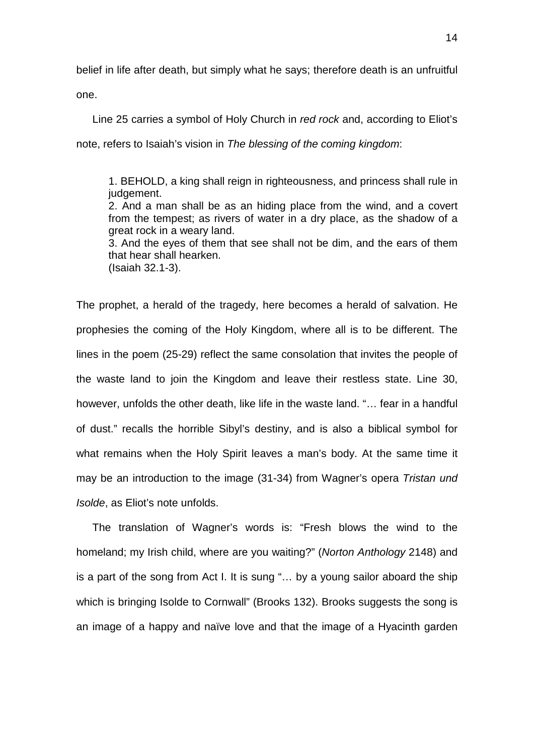belief in life after death, but simply what he says; therefore death is an unfruitful one.

Line 25 carries a symbol of Holy Church in *red rock* and, according to Eliot's note, refers to Isaiah's vision in *The blessing of the coming kingdom*:

> 1. BEHOLD, a king shall reign in righteousness, and princess shall rule in judgement.
> 2. And a man shall be as an hiding place from the wind, and a covert from the tempest; as rivers of water in a dry place, as the shadow of a great rock in a weary land.
> 3. And the eyes of them that see shall not be dim, and the ears of them that hear shall hearken.
> (Isaiah 32.1-3).

The prophet, a herald of the tragedy, here becomes a herald of salvation. He prophesies the coming of the Holy Kingdom, where all is to be different. The lines in the poem (25-29) reflect the same consolation that invites the people of the waste land to join the Kingdom and leave their restless state. Line 30, however, unfolds the other death, like life in the waste land. "… fear in a handful of dust." recalls the horrible Sibyl's destiny, and is also a biblical symbol for what remains when the Holy Spirit leaves a man's body. At the same time it may be an introduction to the image (31-34) from Wagner's opera *Tristan und Isolde*, as Eliot's note unfolds.

The translation of Wagner's words is: "Fresh blows the wind to the homeland; my Irish child, where are you waiting?" (*Norton Anthology* 2148) and is a part of the song from Act I. It is sung "… by a young sailor aboard the ship which is bringing Isolde to Cornwall" (Brooks 132). Brooks suggests the song is an image of a happy and naïve love and that the image of a Hyacinth garden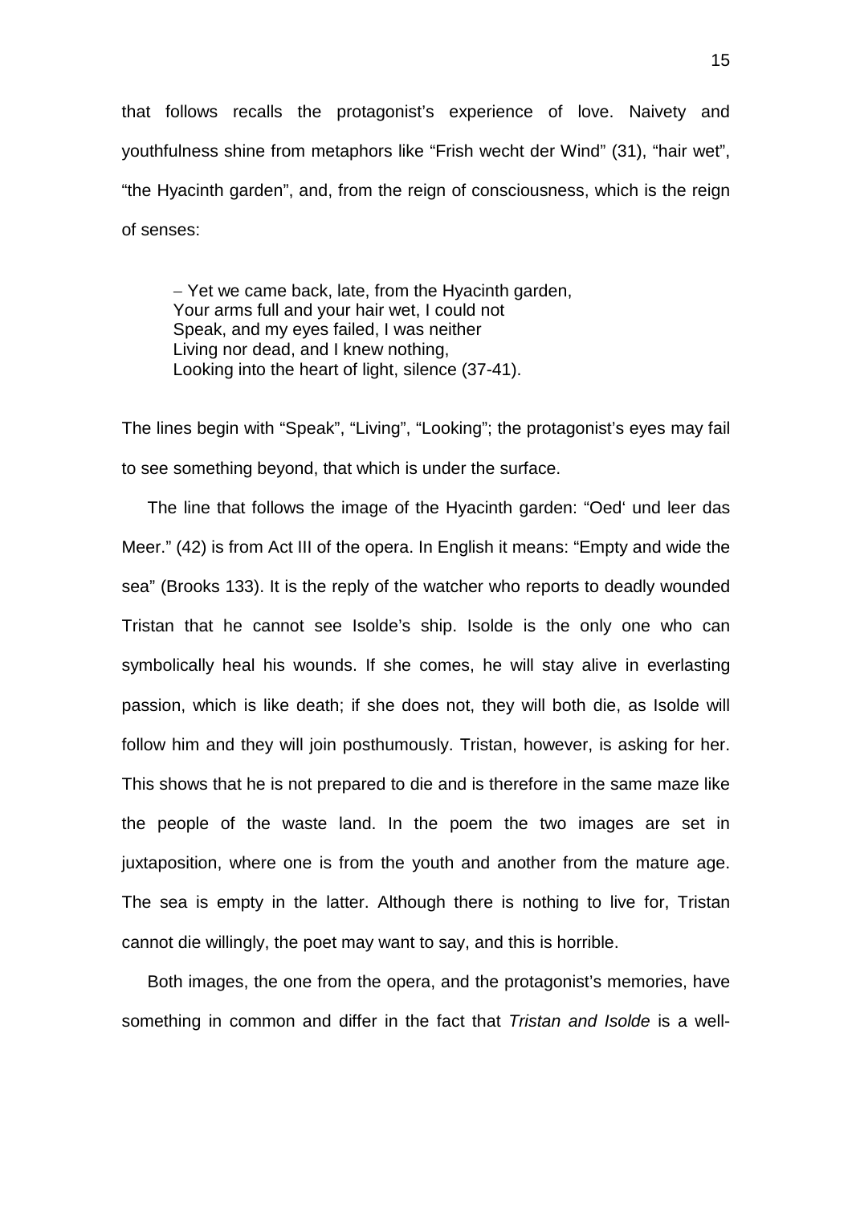that follows recalls the protagonist's experience of love. Naivety and youthfulness shine from metaphors like "Frish wecht der Wind" (31), "hair wet", "the Hyacinth garden", and, from the reign of consciousness, which is the reign of senses:

> – Yet we came back, late, from the Hyacinth garden,
> Your arms full and your hair wet, I could not
> Speak, and my eyes failed, I was neither
> Living nor dead, and I knew nothing,
> Looking into the heart of light, silence (37-41).

The lines begin with "Speak", "Living", "Looking"; the protagonist's eyes may fail to see something beyond, that which is under the surface.

The line that follows the image of the Hyacinth garden: "Oed' und leer das Meer." (42) is from Act III of the opera. In English it means: "Empty and wide the sea" (Brooks 133). It is the reply of the watcher who reports to deadly wounded Tristan that he cannot see Isolde's ship. Isolde is the only one who can symbolically heal his wounds. If she comes, he will stay alive in everlasting passion, which is like death; if she does not, they will both die, as Isolde will follow him and they will join posthumously. Tristan, however, is asking for her. This shows that he is not prepared to die and is therefore in the same maze like the people of the waste land. In the poem the two images are set in juxtaposition, where one is from the youth and another from the mature age. The sea is empty in the latter. Although there is nothing to live for, Tristan cannot die willingly, the poet may want to say, and this is horrible.

Both images, the one from the opera, and the protagonist's memories, have something in common and differ in the fact that *Tristan and Isolde* is a well-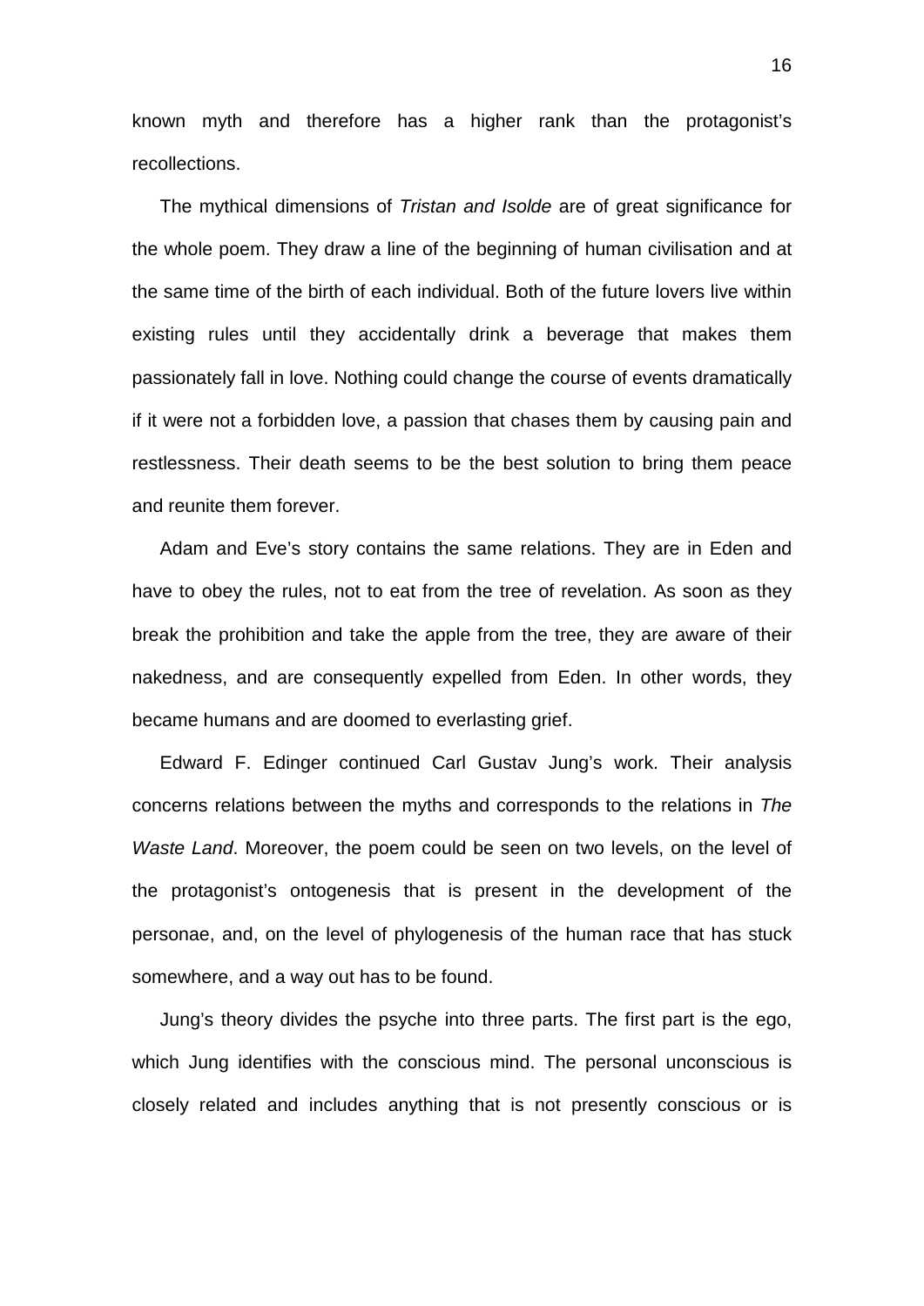known myth and therefore has a higher rank than the protagonist's recollections.

The mythical dimensions of *Tristan and Isolde* are of great significance for the whole poem. They draw a line of the beginning of human civilisation and at the same time of the birth of each individual. Both of the future lovers live within existing rules until they accidentally drink a beverage that makes them passionately fall in love. Nothing could change the course of events dramatically if it were not a forbidden love, a passion that chases them by causing pain and restlessness. Their death seems to be the best solution to bring them peace and reunite them forever.

Adam and Eve's story contains the same relations. They are in Eden and have to obey the rules, not to eat from the tree of revelation. As soon as they break the prohibition and take the apple from the tree, they are aware of their nakedness, and are consequently expelled from Eden. In other words, they became humans and are doomed to everlasting grief.

Edward F. Edinger continued Carl Gustav Jung's work. Their analysis concerns relations between the myths and corresponds to the relations in *The Waste Land*. Moreover, the poem could be seen on two levels, on the level of the protagonist's ontogenesis that is present in the development of the personae, and, on the level of phylogenesis of the human race that has stuck somewhere, and a way out has to be found.

Jung's theory divides the psyche into three parts. The first part is the ego, which Jung identifies with the conscious mind. The personal unconscious is closely related and includes anything that is not presently conscious or is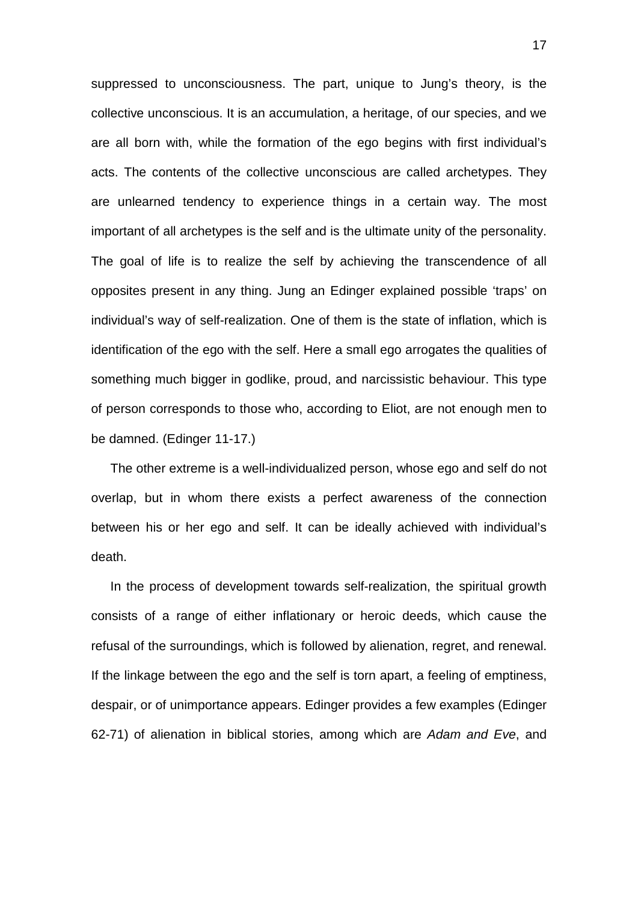suppressed to unconsciousness. The part, unique to Jung's theory, is the collective unconscious. It is an accumulation, a heritage, of our species, and we are all born with, while the formation of the ego begins with first individual's acts. The contents of the collective unconscious are called archetypes. They are unlearned tendency to experience things in a certain way. The most important of all archetypes is the self and is the ultimate unity of the personality. The goal of life is to realize the self by achieving the transcendence of all opposites present in any thing. Jung an Edinger explained possible 'traps' on individual's way of self-realization. One of them is the state of inflation, which is identification of the ego with the self. Here a small ego arrogates the qualities of something much bigger in godlike, proud, and narcissistic behaviour. This type of person corresponds to those who, according to Eliot, are not enough men to be damned. (Edinger 11-17.)

The other extreme is a well-individualized person, whose ego and self do not overlap, but in whom there exists a perfect awareness of the connection between his or her ego and self. It can be ideally achieved with individual's death.

In the process of development towards self-realization, the spiritual growth consists of a range of either inflationary or heroic deeds, which cause the refusal of the surroundings, which is followed by alienation, regret, and renewal. If the linkage between the ego and the self is torn apart, a feeling of emptiness, despair, or of unimportance appears. Edinger provides a few examples (Edinger 62-71) of alienation in biblical stories, among which are *Adam and Eve*, and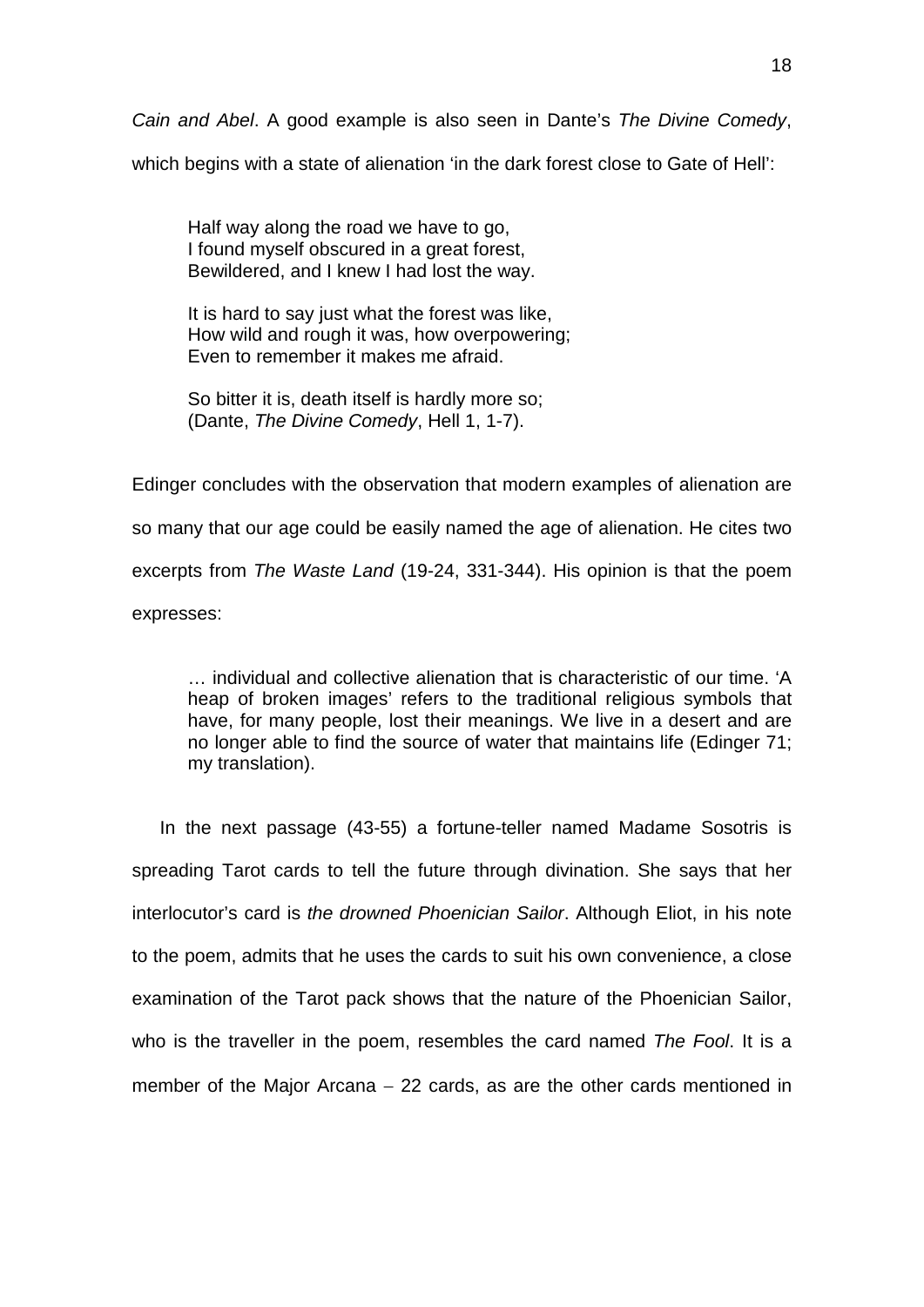*Cain and Abel*. A good example is also seen in Dante's *The Divine Comedy*, which begins with a state of alienation 'in the dark forest close to Gate of Hell':

> Half way along the road we have to go,
> I found myself obscured in a great forest,
> Bewildered, and I knew I had lost the way.
>
> It is hard to say just what the forest was like,
> How wild and rough it was, how overpowering;
> Even to remember it makes me afraid.
>
> So bitter it is, death itself is hardly more so;
> (Dante, *The Divine Comedy*, Hell 1, 1-7).

Edinger concludes with the observation that modern examples of alienation are so many that our age could be easily named the age of alienation. He cites two excerpts from *The Waste Land* (19-24, 331-344). His opinion is that the poem expresses:

> … individual and collective alienation that is characteristic of our time. 'A heap of broken images' refers to the traditional religious symbols that have, for many people, lost their meanings. We live in a desert and are no longer able to find the source of water that maintains life (Edinger 71; my translation).

In the next passage (43-55) a fortune-teller named Madame Sosotris is spreading Tarot cards to tell the future through divination. She says that her interlocutor's card is *the drowned Phoenician Sailor*. Although Eliot, in his note to the poem, admits that he uses the cards to suit his own convenience, a close examination of the Tarot pack shows that the nature of the Phoenician Sailor, who is the traveller in the poem, resembles the card named *The Fool*. It is a member of the Major Arcana – 22 cards, as are the other cards mentioned in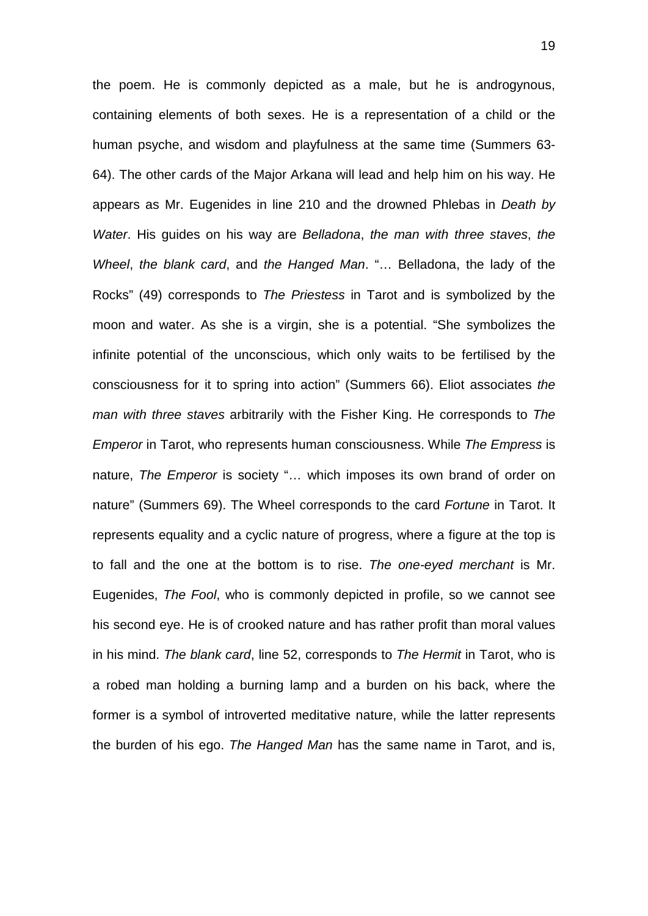the poem. He is commonly depicted as a male, but he is androgynous, containing elements of both sexes. He is a representation of a child or the human psyche, and wisdom and playfulness at the same time (Summers 63-64). The other cards of the Major Arkana will lead and help him on his way. He appears as Mr. Eugenides in line 210 and the drowned Phlebas in *Death by Water*. His guides on his way are *Belladona*, *the man with three staves*, *the Wheel*, *the blank card*, and *the Hanged Man*. "… Belladona, the lady of the Rocks" (49) corresponds to *The Priestess* in Tarot and is symbolized by the moon and water. As she is a virgin, she is a potential. "She symbolizes the infinite potential of the unconscious, which only waits to be fertilised by the consciousness for it to spring into action" (Summers 66). Eliot associates *the man with three staves* arbitrarily with the Fisher King. He corresponds to *The Emperor* in Tarot, who represents human consciousness. While *The Empress* is nature, *The Emperor* is society "… which imposes its own brand of order on nature" (Summers 69). The Wheel corresponds to the card *Fortune* in Tarot. It represents equality and a cyclic nature of progress, where a figure at the top is to fall and the one at the bottom is to rise. *The one-eyed merchant* is Mr. Eugenides, *The Fool*, who is commonly depicted in profile, so we cannot see his second eye. He is of crooked nature and has rather profit than moral values in his mind. *The blank card*, line 52, corresponds to *The Hermit* in Tarot, who is a robed man holding a burning lamp and a burden on his back, where the former is a symbol of introverted meditative nature, while the latter represents the burden of his ego. *The Hanged Man* has the same name in Tarot, and is,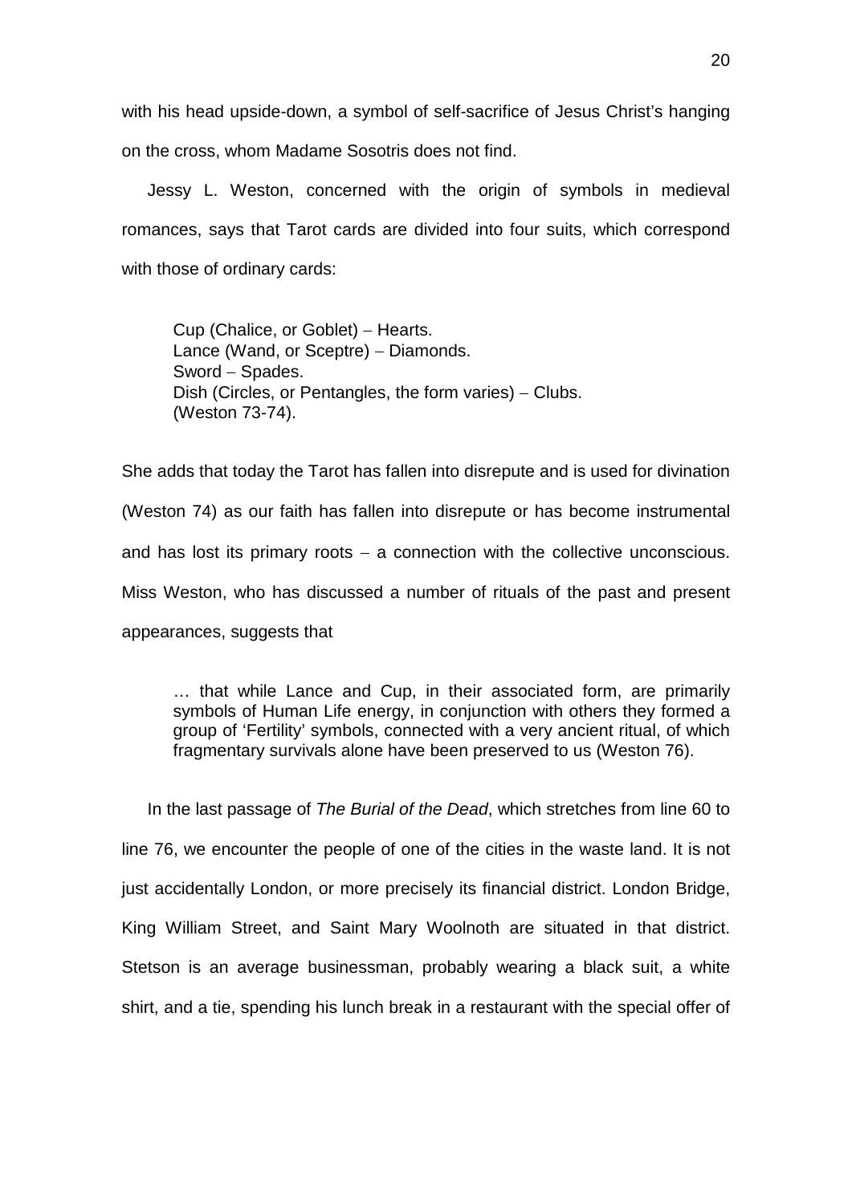with his head upside-down, a symbol of self-sacrifice of Jesus Christ's hanging on the cross, whom Madame Sosotris does not find.

Jessy L. Weston, concerned with the origin of symbols in medieval romances, says that Tarot cards are divided into four suits, which correspond with those of ordinary cards:

> Cup (Chalice, or Goblet) – Hearts.
> Lance (Wand, or Sceptre) – Diamonds.
> Sword – Spades.
> Dish (Circles, or Pentangles, the form varies) – Clubs.
> (Weston 73-74).

She adds that today the Tarot has fallen into disrepute and is used for divination (Weston 74) as our faith has fallen into disrepute or has become instrumental and has lost its primary roots – a connection with the collective unconscious. Miss Weston, who has discussed a number of rituals of the past and present appearances, suggests that

> … that while Lance and Cup, in their associated form, are primarily symbols of Human Life energy, in conjunction with others they formed a group of 'Fertility' symbols, connected with a very ancient ritual, of which fragmentary survivals alone have been preserved to us (Weston 76).

In the last passage of *The Burial of the Dead*, which stretches from line 60 to line 76, we encounter the people of one of the cities in the waste land. It is not just accidentally London, or more precisely its financial district. London Bridge, King William Street, and Saint Mary Woolnoth are situated in that district. Stetson is an average businessman, probably wearing a black suit, a white shirt, and a tie, spending his lunch break in a restaurant with the special offer of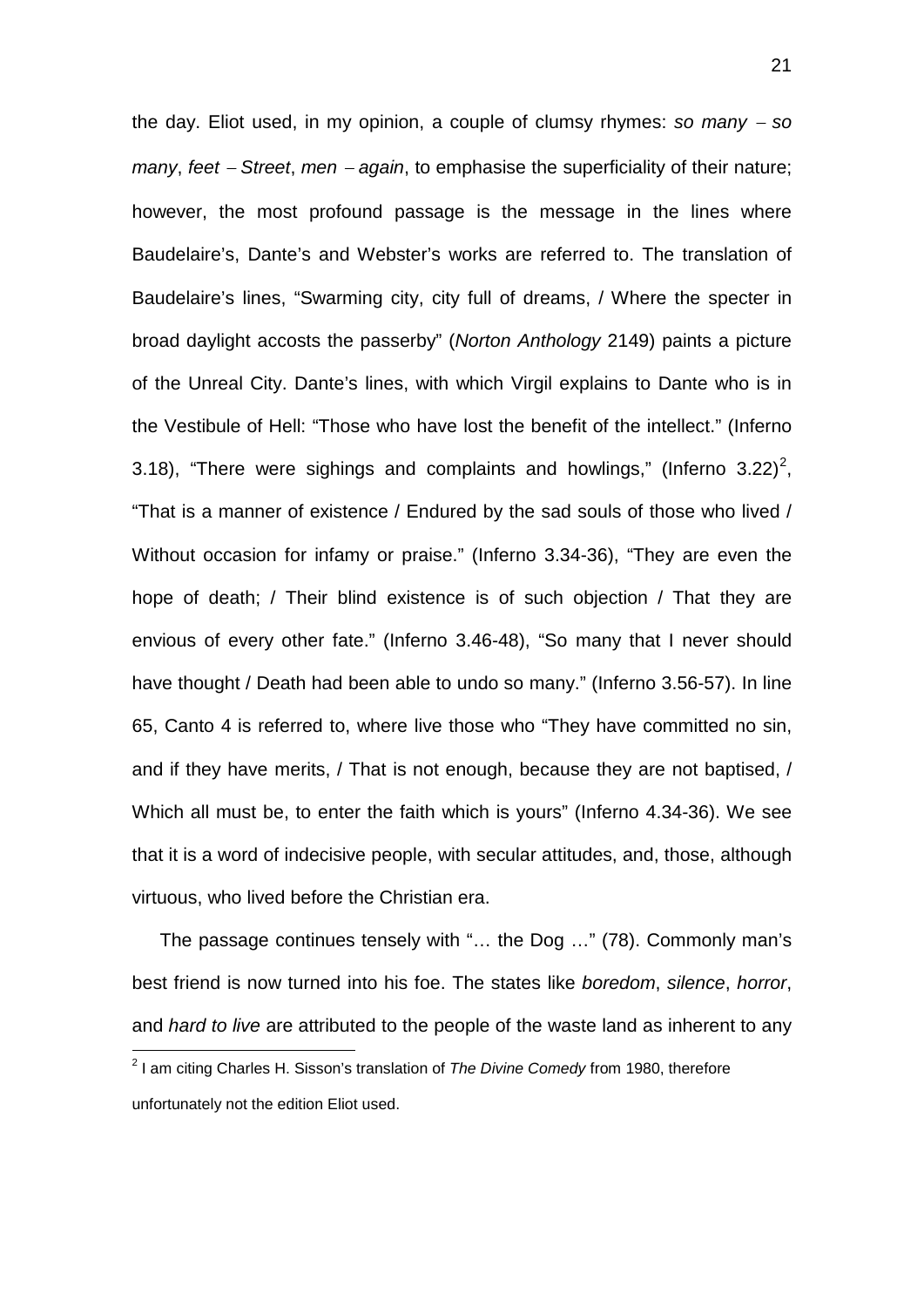the day. Eliot used, in my opinion, a couple of clumsy rhymes: *so many – so many*, *feet – Street*, *men – again*, to emphasise the superficiality of their nature; however, the most profound passage is the message in the lines where Baudelaire's, Dante's and Webster's works are referred to. The translation of Baudelaire's lines, "Swarming city, city full of dreams, / Where the specter in broad daylight accosts the passerby" (*Norton Anthology* 2149) paints a picture of the Unreal City. Dante's lines, with which Virgil explains to Dante who is in the Vestibule of Hell: "Those who have lost the benefit of the intellect." (Inferno 3.18), "There were sighings and complaints and howlings," (Inferno 3.22)[2], "That is a manner of existence / Endured by the sad souls of those who lived / Without occasion for infamy or praise." (Inferno 3.34-36), "They are even the hope of death; / Their blind existence is of such objection / That they are envious of every other fate." (Inferno 3.46-48), "So many that I never should have thought / Death had been able to undo so many." (Inferno 3.56-57). In line 65, Canto 4 is referred to, where live those who "They have committed no sin, and if they have merits, / That is not enough, because they are not baptised, / Which all must be, to enter the faith which is yours" (Inferno 4.34-36). We see that it is a word of indecisive people, with secular attitudes, and, those, although virtuous, who lived before the Christian era.

The passage continues tensely with "… the Dog …" (78). Commonly man's best friend is now turned into his foe. The states like *boredom*, *silence*, *horror*, and *hard to live* are attributed to the people of the waste land as inherent to any

[2] I am citing Charles H. Sisson's translation of *The Divine Comedy* from 1980, therefore unfortunately not the edition Eliot used.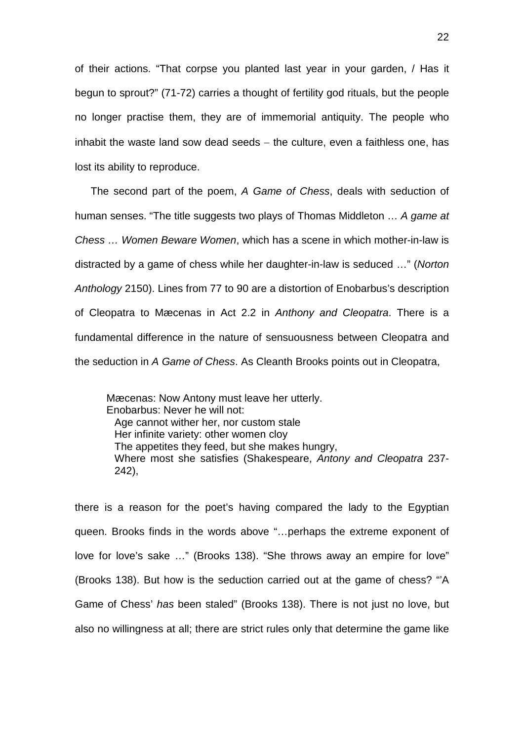of their actions. “That corpse you planted last year in your garden, / Has it begun to sprout?” (71-72) carries a thought of fertility god rituals, but the people no longer practise them, they are of immemorial antiquity. The people who inhabit the waste land sow dead seeds – the culture, even a faithless one, has lost its ability to reproduce.

The second part of the poem, *A Game of Chess*, deals with seduction of human senses. “The title suggests two plays of Thomas Middleton … *A game at Chess … Women Beware Women*, which has a scene in which mother-in-law is distracted by a game of chess while her daughter-in-law is seduced …” (*Norton Anthology* 2150). Lines from 77 to 90 are a distortion of Enobarbus’s description of Cleopatra to Mæcenas in Act 2.2 in *Anthony and Cleopatra*. There is a fundamental difference in the nature of sensuousness between Cleopatra and the seduction in *A Game of Chess*. As Cleanth Brooks points out in Cleopatra,

> Mæcenas: Now Antony must leave her utterly.
> Enobarbus: Never he will not:
> Age cannot wither her, nor custom stale
> Her infinite variety: other women cloy
> The appetites they feed, but she makes hungry,
> Where most she satisfies (Shakespeare, *Antony and Cleopatra* 237-242),

there is a reason for the poet’s having compared the lady to the Egyptian queen. Brooks finds in the words above “…perhaps the extreme exponent of love for love’s sake …” (Brooks 138). “She throws away an empire for love” (Brooks 138). But how is the seduction carried out at the game of chess? “’A Game of Chess’ *has* been staled” (Brooks 138). There is not just no love, but also no willingness at all; there are strict rules only that determine the game like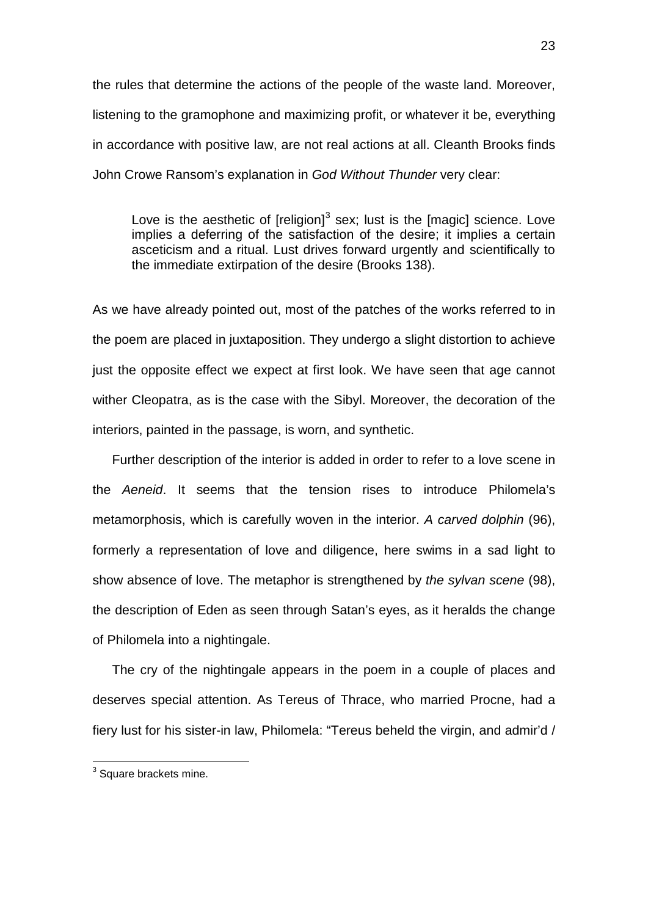the rules that determine the actions of the people of the waste land. Moreover, listening to the gramophone and maximizing profit, or whatever it be, everything in accordance with positive law, are not real actions at all. Cleanth Brooks finds John Crowe Ransom's explanation in *God Without Thunder* very clear:

> Love is the aesthetic of [religion][3] sex; lust is the [magic] science. Love implies a deferring of the satisfaction of the desire; it implies a certain asceticism and a ritual. Lust drives forward urgently and scientifically to the immediate extirpation of the desire (Brooks 138).

As we have already pointed out, most of the patches of the works referred to in the poem are placed in juxtaposition. They undergo a slight distortion to achieve just the opposite effect we expect at first look. We have seen that age cannot wither Cleopatra, as is the case with the Sibyl. Moreover, the decoration of the interiors, painted in the passage, is worn, and synthetic.

Further description of the interior is added in order to refer to a love scene in the *Aeneid*. It seems that the tension rises to introduce Philomela's metamorphosis, which is carefully woven in the interior. *A carved dolphin* (96), formerly a representation of love and diligence, here swims in a sad light to show absence of love. The metaphor is strengthened by *the sylvan scene* (98), the description of Eden as seen through Satan's eyes, as it heralds the change of Philomela into a nightingale.

The cry of the nightingale appears in the poem in a couple of places and deserves special attention. As Tereus of Thrace, who married Procne, had a fiery lust for his sister-in law, Philomela: "Tereus beheld the virgin, and admir'd /

[3] Square brackets mine.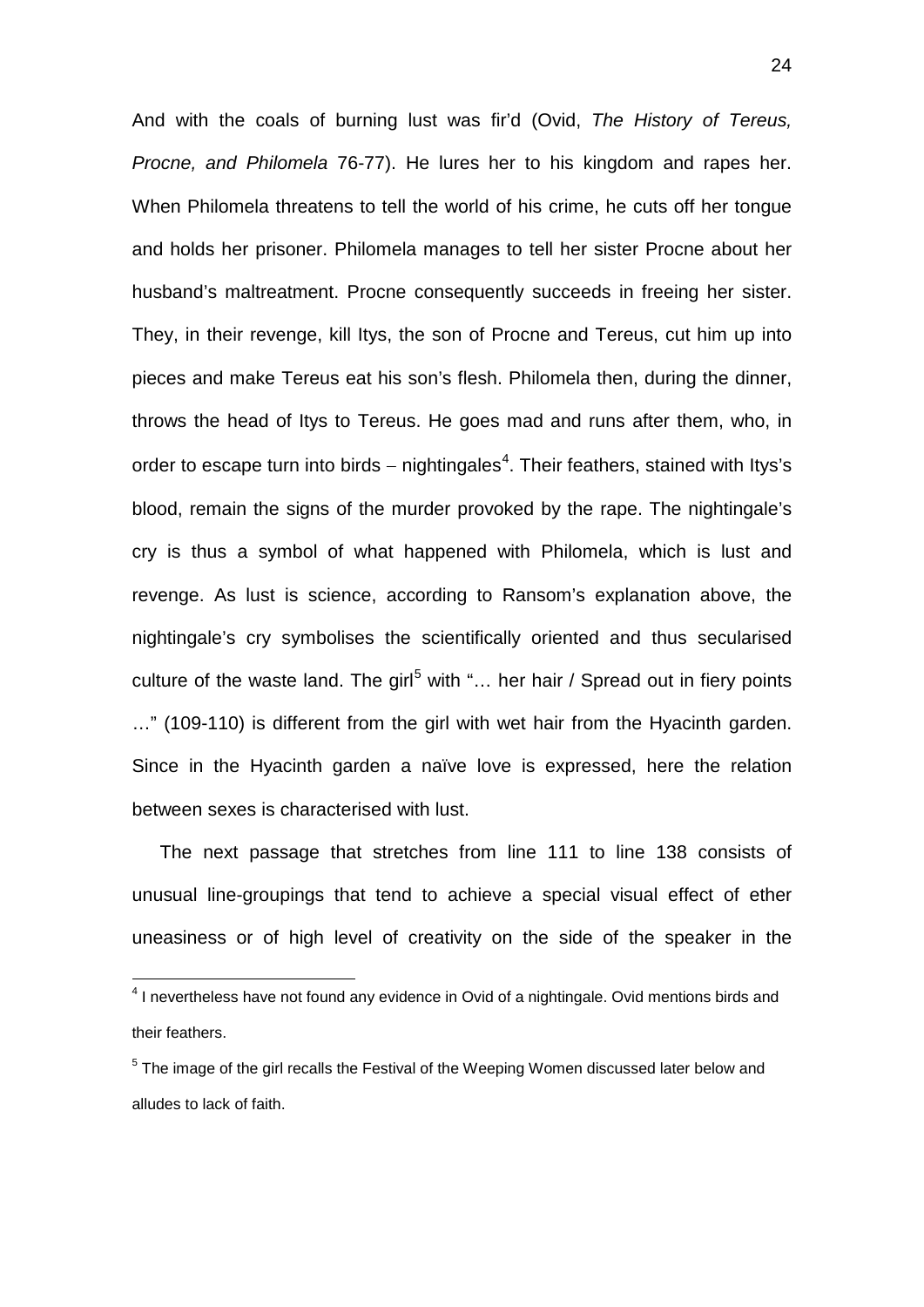And with the coals of burning lust was fir'd (Ovid, *The History of Tereus, Procne, and Philomela* 76-77). He lures her to his kingdom and rapes her. When Philomela threatens to tell the world of his crime, he cuts off her tongue and holds her prisoner. Philomela manages to tell her sister Procne about her husband's maltreatment. Procne consequently succeeds in freeing her sister. They, in their revenge, kill Itys, the son of Procne and Tereus, cut him up into pieces and make Tereus eat his son's flesh. Philomela then, during the dinner, throws the head of Itys to Tereus. He goes mad and runs after them, who, in order to escape turn into birds – nightingales[4]. Their feathers, stained with Itys's blood, remain the signs of the murder provoked by the rape. The nightingale's cry is thus a symbol of what happened with Philomela, which is lust and revenge. As lust is science, according to Ransom's explanation above, the nightingale's cry symbolises the scientifically oriented and thus secularised culture of the waste land. The girl[5] with "… her hair / Spread out in fiery points …" (109-110) is different from the girl with wet hair from the Hyacinth garden. Since in the Hyacinth garden a naïve love is expressed, here the relation between sexes is characterised with lust.

The next passage that stretches from line 111 to line 138 consists of unusual line-groupings that tend to achieve a special visual effect of ether uneasiness or of high level of creativity on the side of the speaker in the

---

[4] I nevertheless have not found any evidence in Ovid of a nightingale. Ovid mentions birds and their feathers.

[5] The image of the girl recalls the Festival of the Weeping Women discussed later below and alludes to lack of faith.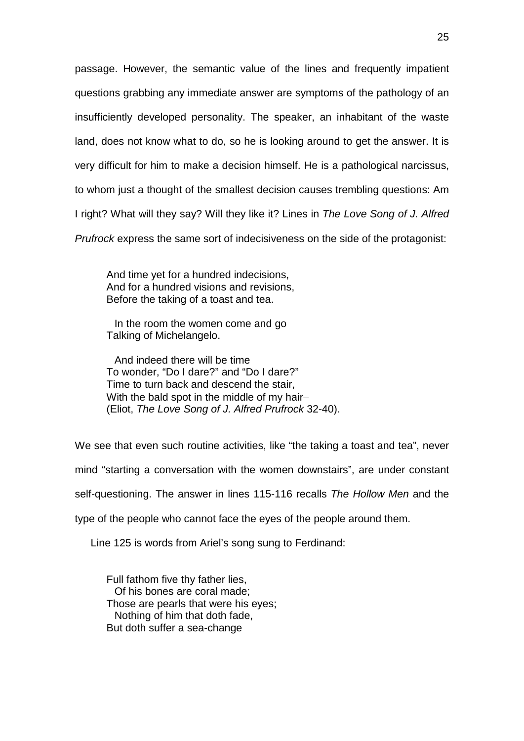passage. However, the semantic value of the lines and frequently impatient questions grabbing any immediate answer are symptoms of the pathology of an insufficiently developed personality. The speaker, an inhabitant of the waste land, does not know what to do, so he is looking around to get the answer. It is very difficult for him to make a decision himself. He is a pathological narcissus, to whom just a thought of the smallest decision causes trembling questions: Am I right? What will they say? Will they like it? Lines in *The Love Song of J. Alfred Prufrock* express the same sort of indecisiveness on the side of the protagonist:

> And time yet for a hundred indecisions,  
> And for a hundred visions and revisions,  
> Before the taking of a toast and tea.
>
> In the room the women come and go  
> Talking of Michelangelo.
>
> And indeed there will be time  
> To wonder, "Do I dare?" and "Do I dare?"  
> Time to turn back and descend the stair,  
> With the bald spot in the middle of my hair–  
> (Eliot, *The Love Song of J. Alfred Prufrock* 32-40).

We see that even such routine activities, like "the taking a toast and tea", never mind "starting a conversation with the women downstairs", are under constant self-questioning. The answer in lines 115-116 recalls *The Hollow Men* and the type of the people who cannot face the eyes of the people around them.

Line 125 is words from Ariel's song sung to Ferdinand:

> Full fathom five thy father lies,  
> Of his bones are coral made;  
> Those are pearls that were his eyes;  
> Nothing of him that doth fade,  
> But doth suffer a sea-change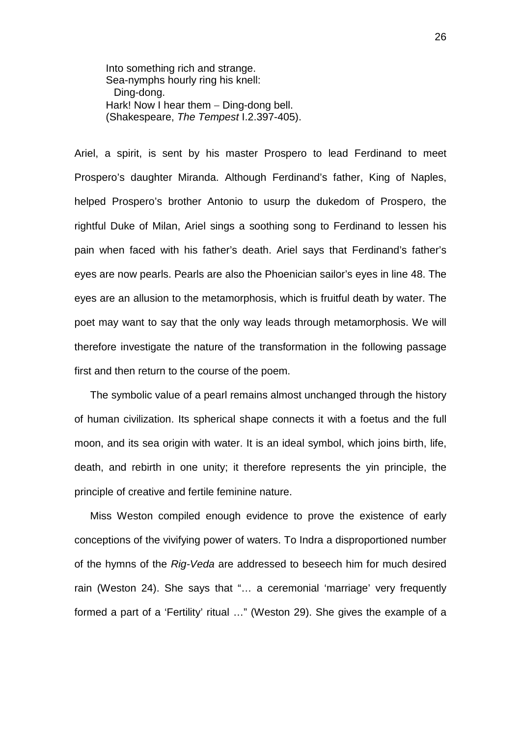> Into something rich and strange.
> Sea-nymphs hourly ring his knell:
> Ding-dong.
> Hark! Now I hear them – Ding-dong bell.
> (Shakespeare, *The Tempest* I.2.397-405).

Ariel, a spirit, is sent by his master Prospero to lead Ferdinand to meet Prospero's daughter Miranda. Although Ferdinand's father, King of Naples, helped Prospero's brother Antonio to usurp the dukedom of Prospero, the rightful Duke of Milan, Ariel sings a soothing song to Ferdinand to lessen his pain when faced with his father's death. Ariel says that Ferdinand's father's eyes are now pearls. Pearls are also the Phoenician sailor's eyes in line 48. The eyes are an allusion to the metamorphosis, which is fruitful death by water. The poet may want to say that the only way leads through metamorphosis. We will therefore investigate the nature of the transformation in the following passage first and then return to the course of the poem.

The symbolic value of a pearl remains almost unchanged through the history of human civilization. Its spherical shape connects it with a foetus and the full moon, and its sea origin with water. It is an ideal symbol, which joins birth, life, death, and rebirth in one unity; it therefore represents the yin principle, the principle of creative and fertile feminine nature.

Miss Weston compiled enough evidence to prove the existence of early conceptions of the vivifying power of waters. To Indra a disproportioned number of the hymns of the *Rig-Veda* are addressed to beseech him for much desired rain (Weston 24). She says that "… a ceremonial 'marriage' very frequently formed a part of a 'Fertility' ritual …" (Weston 29). She gives the example of a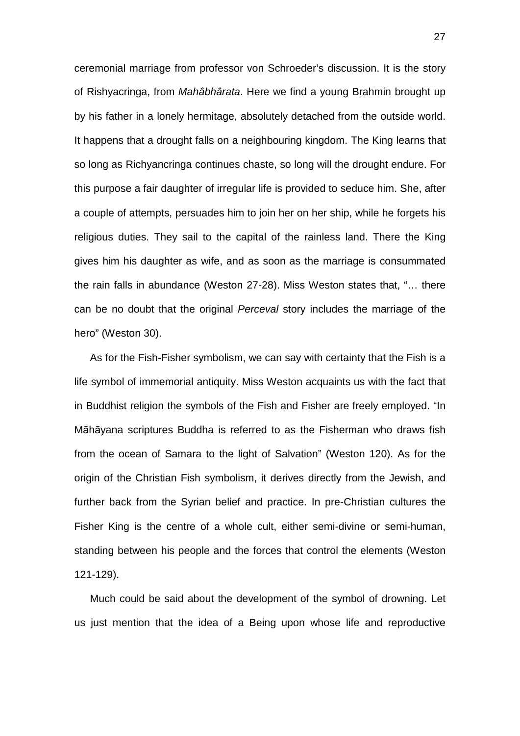ceremonial marriage from professor von Schroeder's discussion. It is the story of Rishyacringa, from *Mahâbhârata*. Here we find a young Brahmin brought up by his father in a lonely hermitage, absolutely detached from the outside world. It happens that a drought falls on a neighbouring kingdom. The King learns that so long as Richyancringa continues chaste, so long will the drought endure. For this purpose a fair daughter of irregular life is provided to seduce him. She, after a couple of attempts, persuades him to join her on her ship, while he forgets his religious duties. They sail to the capital of the rainless land. There the King gives him his daughter as wife, and as soon as the marriage is consummated the rain falls in abundance (Weston 27-28). Miss Weston states that, "… there can be no doubt that the original *Perceval* story includes the marriage of the hero" (Weston 30).

As for the Fish-Fisher symbolism, we can say with certainty that the Fish is a life symbol of immemorial antiquity. Miss Weston acquaints us with the fact that in Buddhist religion the symbols of the Fish and Fisher are freely employed. "In Māhāyana scriptures Buddha is referred to as the Fisherman who draws fish from the ocean of Samara to the light of Salvation" (Weston 120). As for the origin of the Christian Fish symbolism, it derives directly from the Jewish, and further back from the Syrian belief and practice. In pre-Christian cultures the Fisher King is the centre of a whole cult, either semi-divine or semi-human, standing between his people and the forces that control the elements (Weston 121-129).

Much could be said about the development of the symbol of drowning. Let us just mention that the idea of a Being upon whose life and reproductive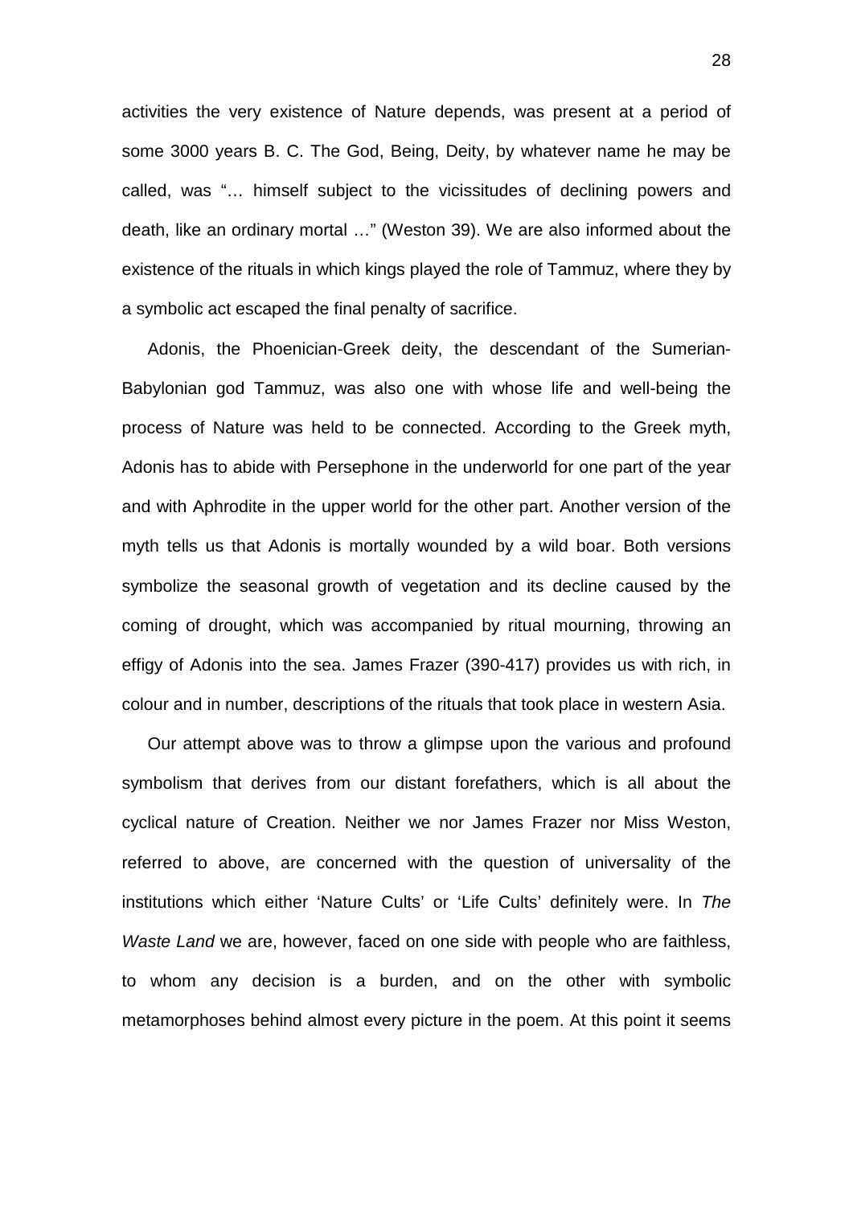activities the very existence of Nature depends, was present at a period of some 3000 years B. C. The God, Being, Deity, by whatever name he may be called, was "… himself subject to the vicissitudes of declining powers and death, like an ordinary mortal …" (Weston 39). We are also informed about the existence of the rituals in which kings played the role of Tammuz, where they by a symbolic act escaped the final penalty of sacrifice.

Adonis, the Phoenician-Greek deity, the descendant of the Sumerian-Babylonian god Tammuz, was also one with whose life and well-being the process of Nature was held to be connected. According to the Greek myth, Adonis has to abide with Persephone in the underworld for one part of the year and with Aphrodite in the upper world for the other part. Another version of the myth tells us that Adonis is mortally wounded by a wild boar. Both versions symbolize the seasonal growth of vegetation and its decline caused by the coming of drought, which was accompanied by ritual mourning, throwing an effigy of Adonis into the sea. James Frazer (390-417) provides us with rich, in colour and in number, descriptions of the rituals that took place in western Asia.

Our attempt above was to throw a glimpse upon the various and profound symbolism that derives from our distant forefathers, which is all about the cyclical nature of Creation. Neither we nor James Frazer nor Miss Weston, referred to above, are concerned with the question of universality of the institutions which either 'Nature Cults' or 'Life Cults' definitely were. In *The Waste Land* we are, however, faced on one side with people who are faithless, to whom any decision is a burden, and on the other with symbolic metamorphoses behind almost every picture in the poem. At this point it seems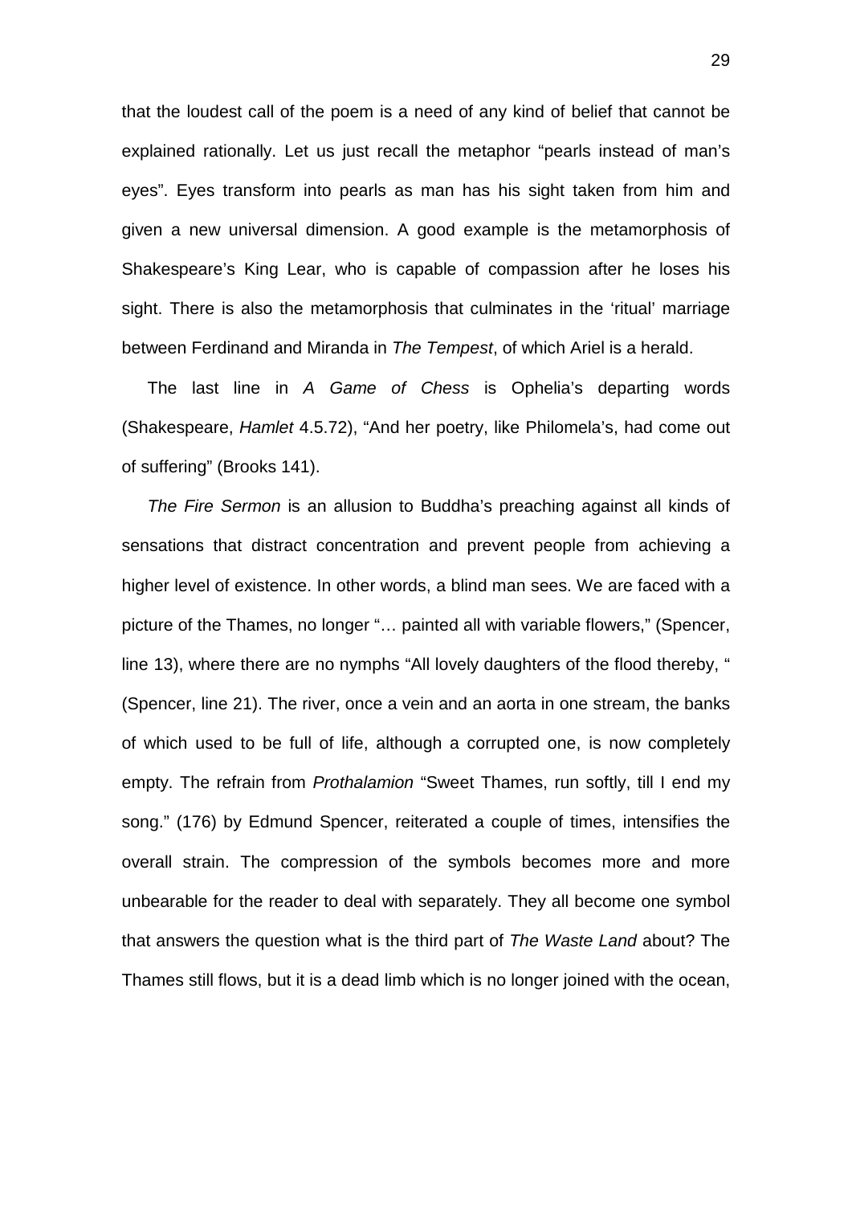that the loudest call of the poem is a need of any kind of belief that cannot be explained rationally. Let us just recall the metaphor "pearls instead of man's eyes". Eyes transform into pearls as man has his sight taken from him and given a new universal dimension. A good example is the metamorphosis of Shakespeare's King Lear, who is capable of compassion after he loses his sight. There is also the metamorphosis that culminates in the 'ritual' marriage between Ferdinand and Miranda in *The Tempest*, of which Ariel is a herald.

The last line in *A Game of Chess* is Ophelia's departing words (Shakespeare, *Hamlet* 4.5.72), "And her poetry, like Philomela's, had come out of suffering" (Brooks 141).

*The Fire Sermon* is an allusion to Buddha's preaching against all kinds of sensations that distract concentration and prevent people from achieving a higher level of existence. In other words, a blind man sees. We are faced with a picture of the Thames, no longer "… painted all with variable flowers," (Spencer, line 13), where there are no nymphs "All lovely daughters of the flood thereby, " (Spencer, line 21). The river, once a vein and an aorta in one stream, the banks of which used to be full of life, although a corrupted one, is now completely empty. The refrain from *Prothalamion* "Sweet Thames, run softly, till I end my song." (176) by Edmund Spencer, reiterated a couple of times, intensifies the overall strain. The compression of the symbols becomes more and more unbearable for the reader to deal with separately. They all become one symbol that answers the question what is the third part of *The Waste Land* about? The Thames still flows, but it is a dead limb which is no longer joined with the ocean,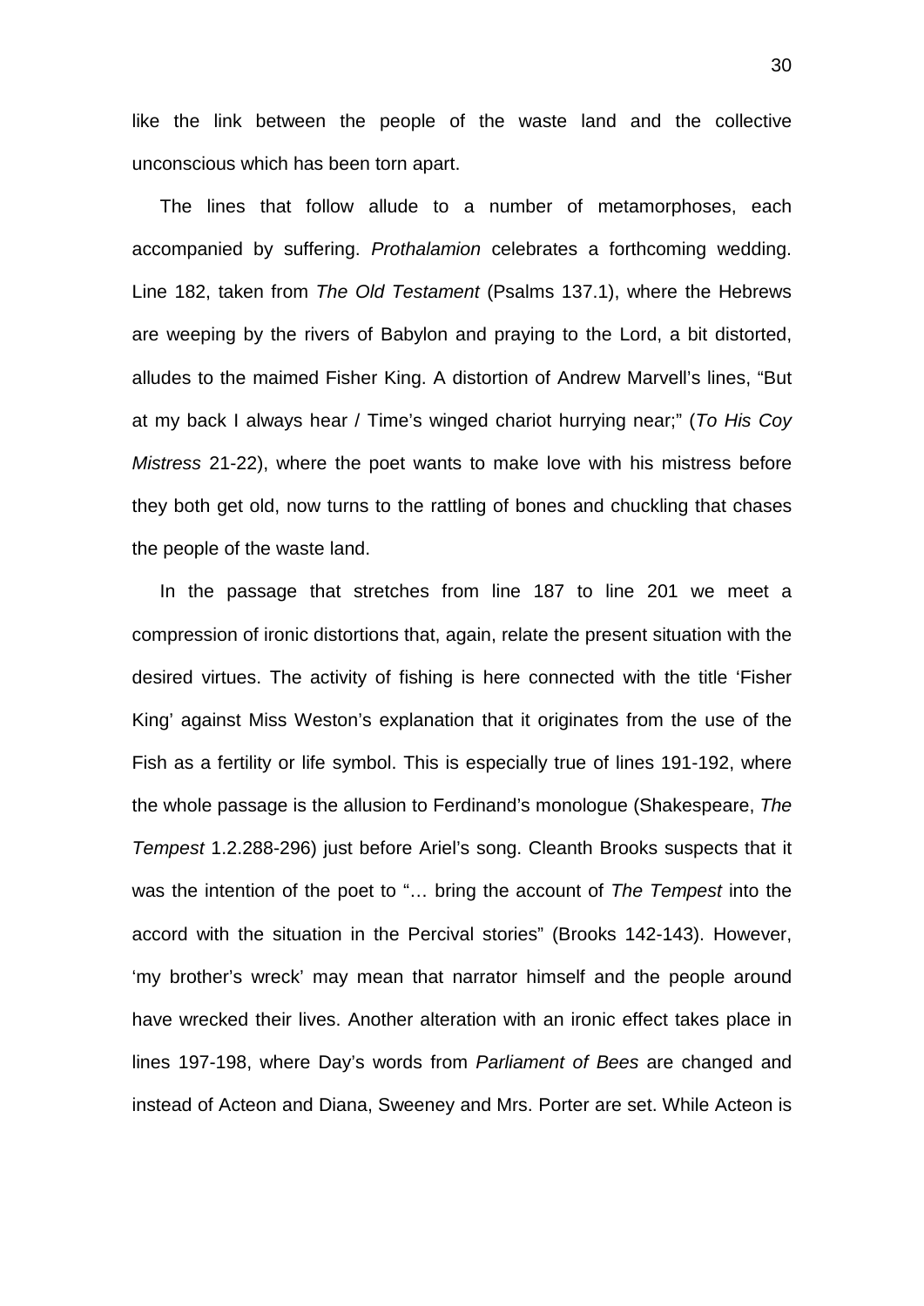like the link between the people of the waste land and the collective unconscious which has been torn apart.

The lines that follow allude to a number of metamorphoses, each accompanied by suffering. *Prothalamion* celebrates a forthcoming wedding. Line 182, taken from *The Old Testament* (Psalms 137.1), where the Hebrews are weeping by the rivers of Babylon and praying to the Lord, a bit distorted, alludes to the maimed Fisher King. A distortion of Andrew Marvell's lines, "But at my back I always hear / Time's winged chariot hurrying near;" (*To His Coy Mistress* 21-22), where the poet wants to make love with his mistress before they both get old, now turns to the rattling of bones and chuckling that chases the people of the waste land.

In the passage that stretches from line 187 to line 201 we meet a compression of ironic distortions that, again, relate the present situation with the desired virtues. The activity of fishing is here connected with the title 'Fisher King' against Miss Weston's explanation that it originates from the use of the Fish as a fertility or life symbol. This is especially true of lines 191-192, where the whole passage is the allusion to Ferdinand's monologue (Shakespeare, *The Tempest* 1.2.288-296) just before Ariel's song. Cleanth Brooks suspects that it was the intention of the poet to "… bring the account of *The Tempest* into the accord with the situation in the Percival stories" (Brooks 142-143). However, 'my brother's wreck' may mean that narrator himself and the people around have wrecked their lives. Another alteration with an ironic effect takes place in lines 197-198, where Day's words from *Parliament of Bees* are changed and instead of Acteon and Diana, Sweeney and Mrs. Porter are set. While Acteon is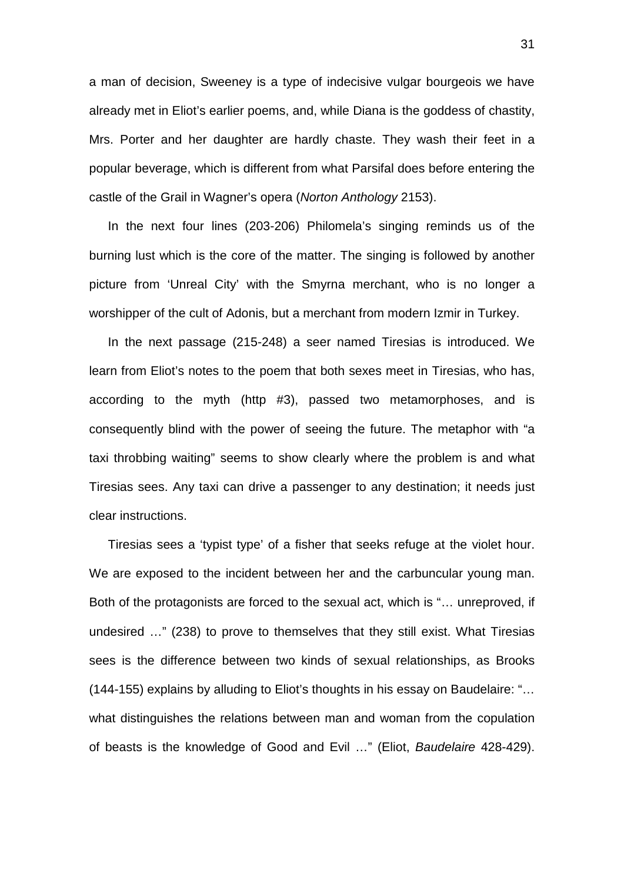a man of decision, Sweeney is a type of indecisive vulgar bourgeois we have already met in Eliot's earlier poems, and, while Diana is the goddess of chastity, Mrs. Porter and her daughter are hardly chaste. They wash their feet in a popular beverage, which is different from what Parsifal does before entering the castle of the Grail in Wagner's opera (*Norton Anthology* 2153).

In the next four lines (203-206) Philomela's singing reminds us of the burning lust which is the core of the matter. The singing is followed by another picture from 'Unreal City' with the Smyrna merchant, who is no longer a worshipper of the cult of Adonis, but a merchant from modern Izmir in Turkey.

In the next passage (215-248) a seer named Tiresias is introduced. We learn from Eliot's notes to the poem that both sexes meet in Tiresias, who has, according to the myth (http #3), passed two metamorphoses, and is consequently blind with the power of seeing the future. The metaphor with "a taxi throbbing waiting" seems to show clearly where the problem is and what Tiresias sees. Any taxi can drive a passenger to any destination; it needs just clear instructions.

Tiresias sees a 'typist type' of a fisher that seeks refuge at the violet hour. We are exposed to the incident between her and the carbuncular young man. Both of the protagonists are forced to the sexual act, which is "… unreproved, if undesired …" (238) to prove to themselves that they still exist. What Tiresias sees is the difference between two kinds of sexual relationships, as Brooks (144-155) explains by alluding to Eliot's thoughts in his essay on Baudelaire: "… what distinguishes the relations between man and woman from the copulation of beasts is the knowledge of Good and Evil …" (Eliot, *Baudelaire* 428-429).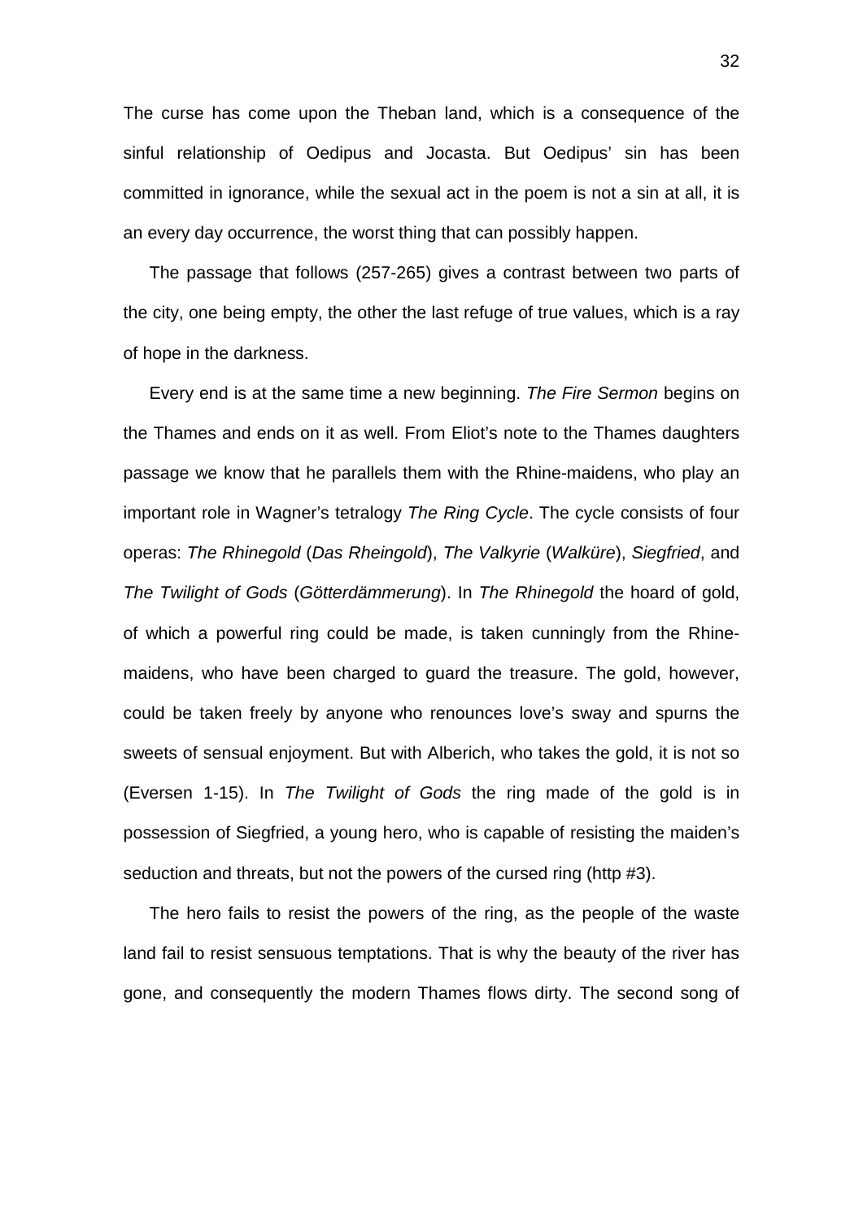The curse has come upon the Theban land, which is a consequence of the sinful relationship of Oedipus and Jocasta. But Oedipus' sin has been committed in ignorance, while the sexual act in the poem is not a sin at all, it is an every day occurrence, the worst thing that can possibly happen.

The passage that follows (257-265) gives a contrast between two parts of the city, one being empty, the other the last refuge of true values, which is a ray of hope in the darkness.

Every end is at the same time a new beginning. *The Fire Sermon* begins on the Thames and ends on it as well. From Eliot's note to the Thames daughters passage we know that he parallels them with the Rhine-maidens, who play an important role in Wagner's tetralogy *The Ring Cycle*. The cycle consists of four operas: *The Rhinegold* (*Das Rheingold*), *The Valkyrie* (*Walküre*), *Siegfried*, and *The Twilight of Gods* (*Götterdämmerung*). In *The Rhinegold* the hoard of gold, of which a powerful ring could be made, is taken cunningly from the Rhine-maidens, who have been charged to guard the treasure. The gold, however, could be taken freely by anyone who renounces love's sway and spurns the sweets of sensual enjoyment. But with Alberich, who takes the gold, it is not so (Eversen 1-15). In *The Twilight of Gods* the ring made of the gold is in possession of Siegfried, a young hero, who is capable of resisting the maiden's seduction and threats, but not the powers of the cursed ring (http #3).

The hero fails to resist the powers of the ring, as the people of the waste land fail to resist sensuous temptations. That is why the beauty of the river has gone, and consequently the modern Thames flows dirty. The second song of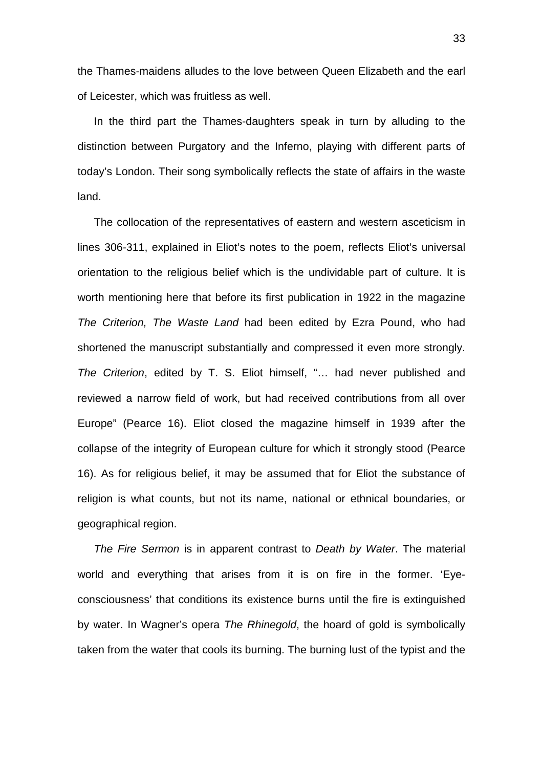the Thames-maidens alludes to the love between Queen Elizabeth and the earl of Leicester, which was fruitless as well.

In the third part the Thames-daughters speak in turn by alluding to the distinction between Purgatory and the Inferno, playing with different parts of today's London. Their song symbolically reflects the state of affairs in the waste land.

The collocation of the representatives of eastern and western asceticism in lines 306-311, explained in Eliot's notes to the poem, reflects Eliot's universal orientation to the religious belief which is the undividable part of culture. It is worth mentioning here that before its first publication in 1922 in the magazine *The Criterion, The Waste Land* had been edited by Ezra Pound, who had shortened the manuscript substantially and compressed it even more strongly. *The Criterion*, edited by T. S. Eliot himself, "… had never published and reviewed a narrow field of work, but had received contributions from all over Europe" (Pearce 16). Eliot closed the magazine himself in 1939 after the collapse of the integrity of European culture for which it strongly stood (Pearce 16). As for religious belief, it may be assumed that for Eliot the substance of religion is what counts, but not its name, national or ethnical boundaries, or geographical region.

*The Fire Sermon* is in apparent contrast to *Death by Water*. The material world and everything that arises from it is on fire in the former. 'Eye-consciousness' that conditions its existence burns until the fire is extinguished by water. In Wagner's opera *The Rhinegold*, the hoard of gold is symbolically taken from the water that cools its burning. The burning lust of the typist and the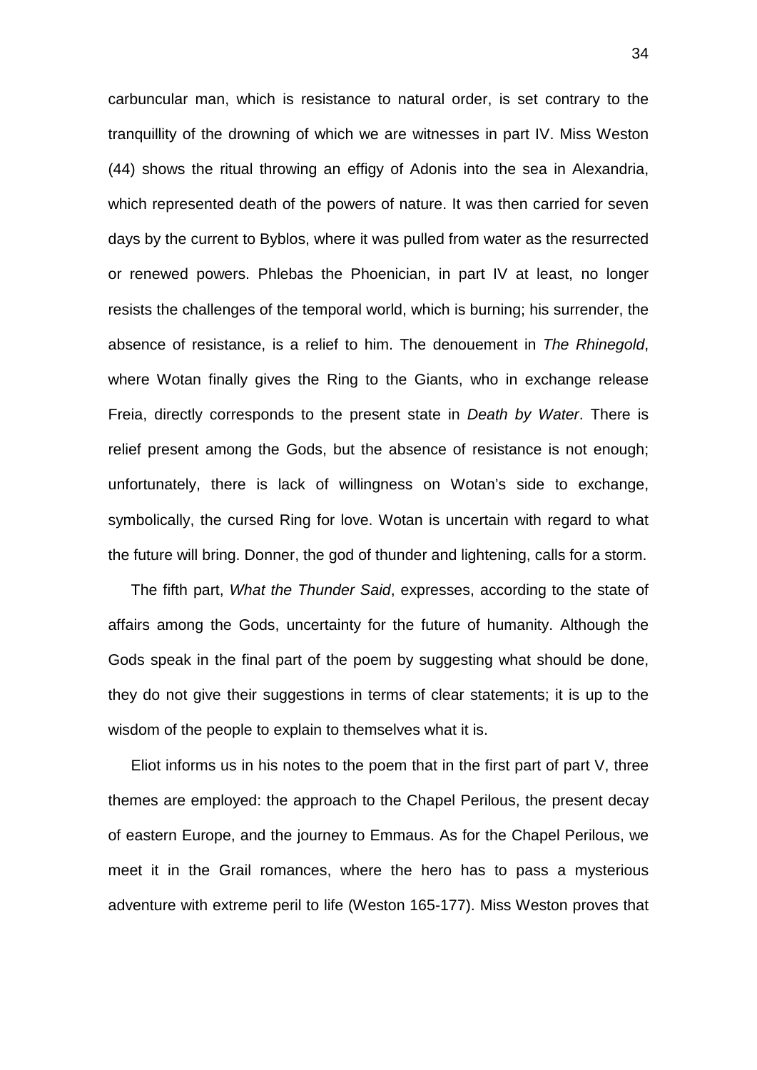carbuncular man, which is resistance to natural order, is set contrary to the tranquillity of the drowning of which we are witnesses in part IV. Miss Weston (44) shows the ritual throwing an effigy of Adonis into the sea in Alexandria, which represented death of the powers of nature. It was then carried for seven days by the current to Byblos, where it was pulled from water as the resurrected or renewed powers. Phlebas the Phoenician, in part IV at least, no longer resists the challenges of the temporal world, which is burning; his surrender, the absence of resistance, is a relief to him. The denouement in *The Rhinegold*, where Wotan finally gives the Ring to the Giants, who in exchange release Freia, directly corresponds to the present state in *Death by Water*. There is relief present among the Gods, but the absence of resistance is not enough; unfortunately, there is lack of willingness on Wotan's side to exchange, symbolically, the cursed Ring for love. Wotan is uncertain with regard to what the future will bring. Donner, the god of thunder and lightening, calls for a storm.

The fifth part, *What the Thunder Said*, expresses, according to the state of affairs among the Gods, uncertainty for the future of humanity. Although the Gods speak in the final part of the poem by suggesting what should be done, they do not give their suggestions in terms of clear statements; it is up to the wisdom of the people to explain to themselves what it is.

Eliot informs us in his notes to the poem that in the first part of part V, three themes are employed: the approach to the Chapel Perilous, the present decay of eastern Europe, and the journey to Emmaus. As for the Chapel Perilous, we meet it in the Grail romances, where the hero has to pass a mysterious adventure with extreme peril to life (Weston 165-177). Miss Weston proves that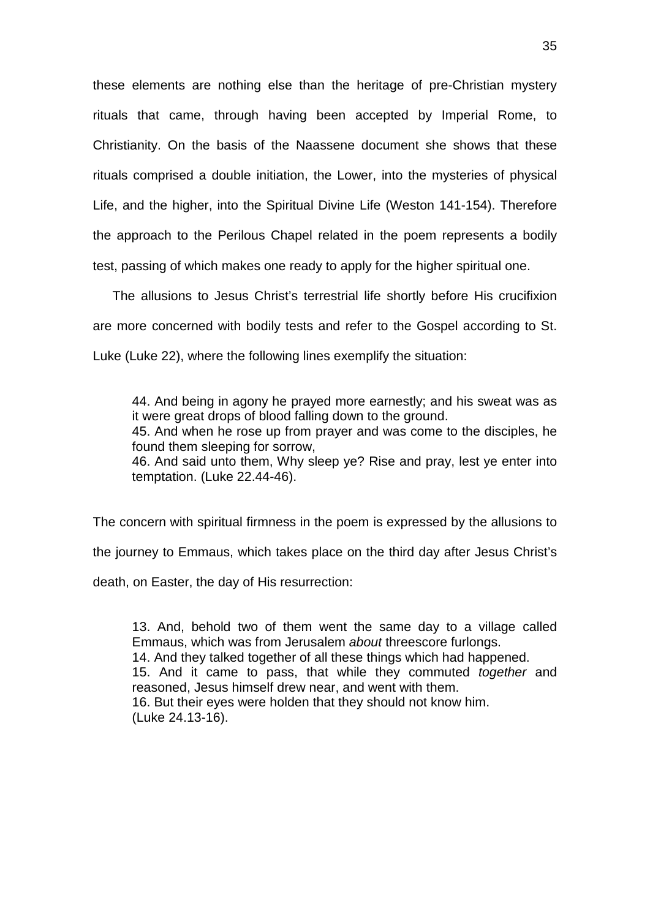these elements are nothing else than the heritage of pre-Christian mystery rituals that came, through having been accepted by Imperial Rome, to Christianity. On the basis of the Naassene document she shows that these rituals comprised a double initiation, the Lower, into the mysteries of physical Life, and the higher, into the Spiritual Divine Life (Weston 141-154). Therefore the approach to the Perilous Chapel related in the poem represents a bodily test, passing of which makes one ready to apply for the higher spiritual one.

The allusions to Jesus Christ's terrestrial life shortly before His crucifixion are more concerned with bodily tests and refer to the Gospel according to St. Luke (Luke 22), where the following lines exemplify the situation:

> 44. And being in agony he prayed more earnestly; and his sweat was as it were great drops of blood falling down to the ground.
> 45. And when he rose up from prayer and was come to the disciples, he found them sleeping for sorrow,
> 46. And said unto them, Why sleep ye? Rise and pray, lest ye enter into temptation. (Luke 22.44-46).

The concern with spiritual firmness in the poem is expressed by the allusions to the journey to Emmaus, which takes place on the third day after Jesus Christ's death, on Easter, the day of His resurrection:

> 13. And, behold two of them went the same day to a village called Emmaus, which was from Jerusalem *about* threescore furlongs.
> 14. And they talked together of all these things which had happened.
> 15. And it came to pass, that while they commuted *together* and reasoned, Jesus himself drew near, and went with them.
> 16. But their eyes were holden that they should not know him.
> (Luke 24.13-16).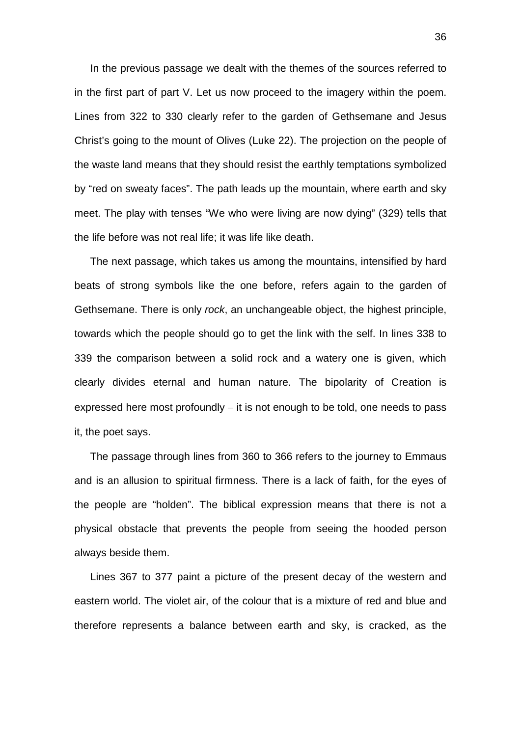In the previous passage we dealt with the themes of the sources referred to in the first part of part V. Let us now proceed to the imagery within the poem. Lines from 322 to 330 clearly refer to the garden of Gethsemane and Jesus Christ's going to the mount of Olives (Luke 22). The projection on the people of the waste land means that they should resist the earthly temptations symbolized by "red on sweaty faces". The path leads up the mountain, where earth and sky meet. The play with tenses "We who were living are now dying" (329) tells that the life before was not real life; it was life like death.

The next passage, which takes us among the mountains, intensified by hard beats of strong symbols like the one before, refers again to the garden of Gethsemane. There is only *rock*, an unchangeable object, the highest principle, towards which the people should go to get the link with the self. In lines 338 to 339 the comparison between a solid rock and a watery one is given, which clearly divides eternal and human nature. The bipolarity of Creation is expressed here most profoundly – it is not enough to be told, one needs to pass it, the poet says.

The passage through lines from 360 to 366 refers to the journey to Emmaus and is an allusion to spiritual firmness. There is a lack of faith, for the eyes of the people are "holden". The biblical expression means that there is not a physical obstacle that prevents the people from seeing the hooded person always beside them.

Lines 367 to 377 paint a picture of the present decay of the western and eastern world. The violet air, of the colour that is a mixture of red and blue and therefore represents a balance between earth and sky, is cracked, as the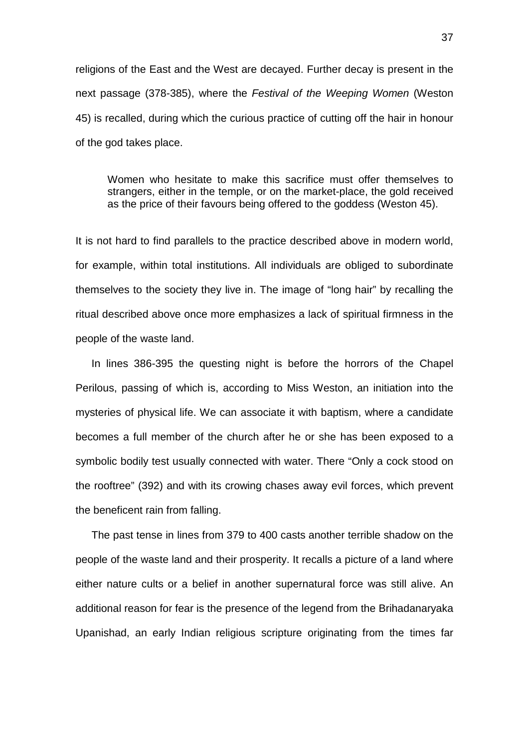religions of the East and the West are decayed. Further decay is present in the next passage (378-385), where the *Festival of the Weeping Women* (Weston 45) is recalled, during which the curious practice of cutting off the hair in honour of the god takes place.

> Women who hesitate to make this sacrifice must offer themselves to strangers, either in the temple, or on the market-place, the gold received as the price of their favours being offered to the goddess (Weston 45).

It is not hard to find parallels to the practice described above in modern world, for example, within total institutions. All individuals are obliged to subordinate themselves to the society they live in. The image of "long hair" by recalling the ritual described above once more emphasizes a lack of spiritual firmness in the people of the waste land.

In lines 386-395 the questing night is before the horrors of the Chapel Perilous, passing of which is, according to Miss Weston, an initiation into the mysteries of physical life. We can associate it with baptism, where a candidate becomes a full member of the church after he or she has been exposed to a symbolic bodily test usually connected with water. There "Only a cock stood on the rooftree" (392) and with its crowing chases away evil forces, which prevent the beneficent rain from falling.

The past tense in lines from 379 to 400 casts another terrible shadow on the people of the waste land and their prosperity. It recalls a picture of a land where either nature cults or a belief in another supernatural force was still alive. An additional reason for fear is the presence of the legend from the Brihadanaryaka Upanishad, an early Indian religious scripture originating from the times far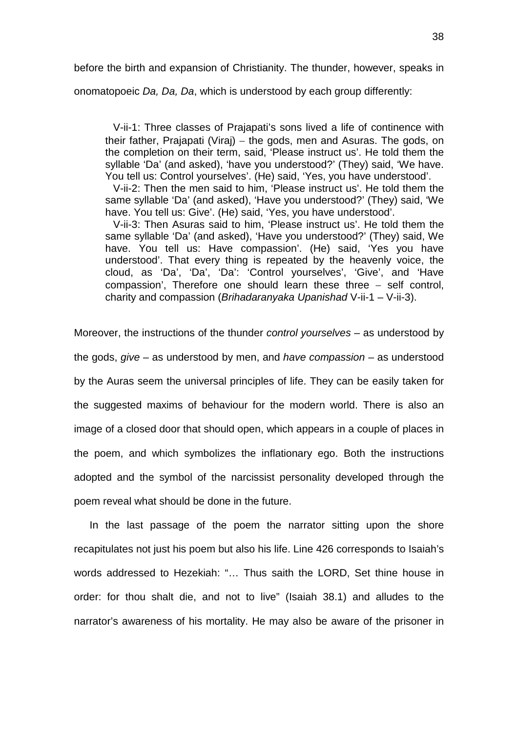before the birth and expansion of Christianity. The thunder, however, speaks in onomatopoeic *Da, Da, Da*, which is understood by each group differently:

> V-ii-1: Three classes of Prajapati's sons lived a life of continence with their father, Prajapati (Viraj) – the gods, men and Asuras. The gods, on the completion on their term, said, 'Please instruct us'. He told them the syllable 'Da' (and asked), 'have you understood?' (They) said, 'We have. You tell us: Control yourselves'. (He) said, 'Yes, you have understood'.
>
> V-ii-2: Then the men said to him, 'Please instruct us'. He told them the same syllable 'Da' (and asked), 'Have you understood?' (They) said, 'We have. You tell us: Give'. (He) said, 'Yes, you have understood'.
>
> V-ii-3: Then Asuras said to him, 'Please instruct us'. He told them the same syllable 'Da' (and asked), 'Have you understood?' (They) said, We have. You tell us: Have compassion'. (He) said, 'Yes you have understood'. That every thing is repeated by the heavenly voice, the cloud, as 'Da', 'Da', 'Da': 'Control yourselves', 'Give', and 'Have compassion', Therefore one should learn these three – self control, charity and compassion (*Brihadaranyaka Upanishad* V-ii-1 – V-ii-3).

Moreover, the instructions of the thunder *control yourselves* – as understood by the gods, *give* – as understood by men, and *have compassion* – as understood by the Auras seem the universal principles of life. They can be easily taken for the suggested maxims of behaviour for the modern world. There is also an image of a closed door that should open, which appears in a couple of places in the poem, and which symbolizes the inflationary ego. Both the instructions adopted and the symbol of the narcissist personality developed through the poem reveal what should be done in the future.

In the last passage of the poem the narrator sitting upon the shore recapitulates not just his poem but also his life. Line 426 corresponds to Isaiah's words addressed to Hezekiah: "… Thus saith the LORD, Set thine house in order: for thou shalt die, and not to live" (Isaiah 38.1) and alludes to the narrator's awareness of his mortality. He may also be aware of the prisoner in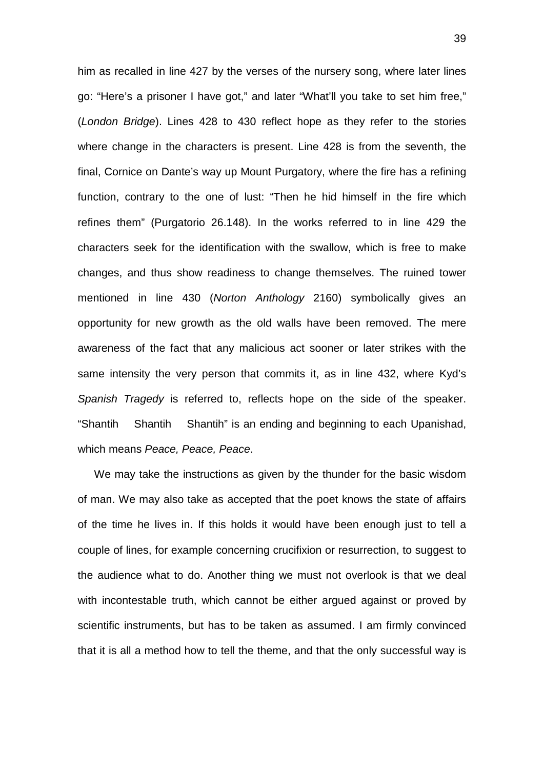him as recalled in line 427 by the verses of the nursery song, where later lines go: “Here’s a prisoner I have got,” and later “What’ll you take to set him free,” (*London Bridge*). Lines 428 to 430 reflect hope as they refer to the stories where change in the characters is present. Line 428 is from the seventh, the final, Cornice on Dante’s way up Mount Purgatory, where the fire has a refining function, contrary to the one of lust: “Then he hid himself in the fire which refines them” (Purgatorio 26.148). In the works referred to in line 429 the characters seek for the identification with the swallow, which is free to make changes, and thus show readiness to change themselves. The ruined tower mentioned in line 430 (*Norton Anthology* 2160) symbolically gives an opportunity for new growth as the old walls have been removed. The mere awareness of the fact that any malicious act sooner or later strikes with the same intensity the very person that commits it, as in line 432, where Kyd’s *Spanish Tragedy* is referred to, reflects hope on the side of the speaker. “Shantih Shantih Shantih” is an ending and beginning to each Upanishad, which means *Peace, Peace, Peace*.

We may take the instructions as given by the thunder for the basic wisdom of man. We may also take as accepted that the poet knows the state of affairs of the time he lives in. If this holds it would have been enough just to tell a couple of lines, for example concerning crucifixion or resurrection, to suggest to the audience what to do. Another thing we must not overlook is that we deal with incontestable truth, which cannot be either argued against or proved by scientific instruments, but has to be taken as assumed. I am firmly convinced that it is all a method how to tell the theme, and that the only successful way is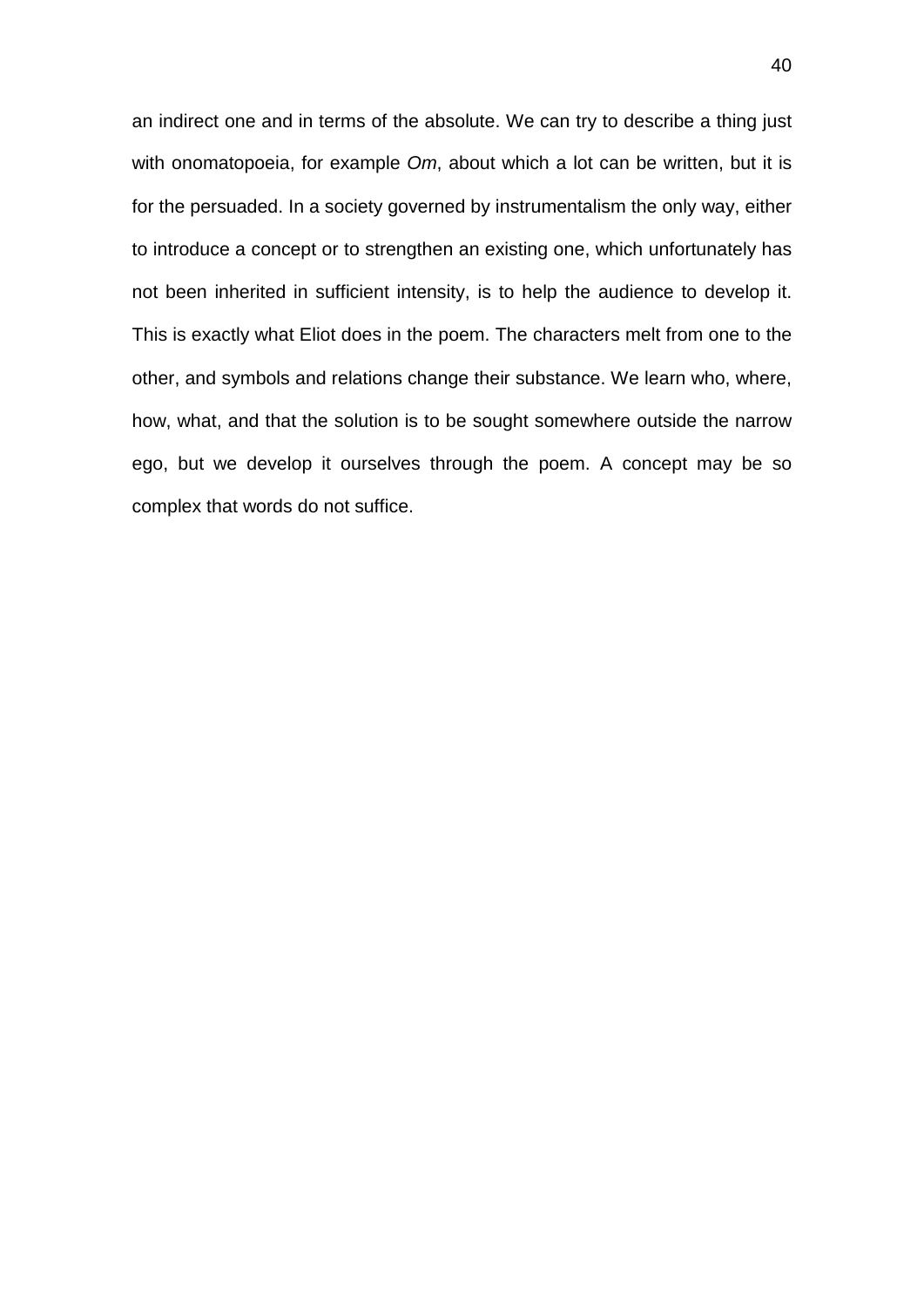an indirect one and in terms of the absolute. We can try to describe a thing just with onomatopoeia, for example *Om*, about which a lot can be written, but it is for the persuaded. In a society governed by instrumentalism the only way, either to introduce a concept or to strengthen an existing one, which unfortunately has not been inherited in sufficient intensity, is to help the audience to develop it. This is exactly what Eliot does in the poem. The characters melt from one to the other, and symbols and relations change their substance. We learn who, where, how, what, and that the solution is to be sought somewhere outside the narrow ego, but we develop it ourselves through the poem. A concept may be so complex that words do not suffice.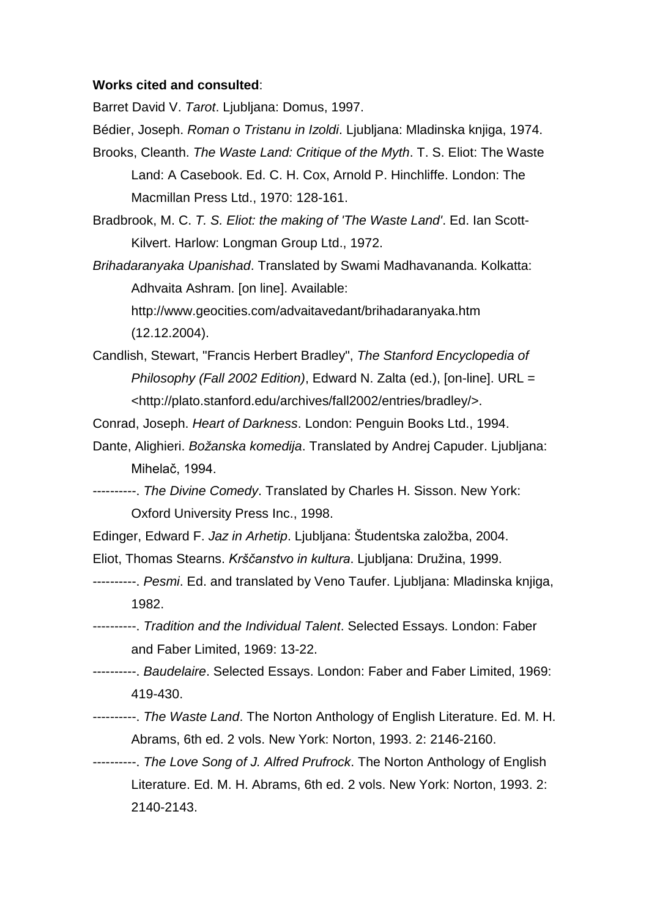**Works cited and consulted**:

Barret David V. *Tarot*. Ljubljana: Domus, 1997.

Bédier, Joseph. *Roman o Tristanu in Izoldi*. Ljubljana: Mladinska knjiga, 1974.

Brooks, Cleanth. *The Waste Land: Critique of the Myth*. T. S. Eliot: The Waste Land: A Casebook. Ed. C. H. Cox, Arnold P. Hinchliffe. London: The Macmillan Press Ltd., 1970: 128-161.

Bradbrook, M. C. *T. S. Eliot: the making of 'The Waste Land'*. Ed. Ian Scott-Kilvert. Harlow: Longman Group Ltd., 1972.

*Brihadaranyaka Upanishad*. Translated by Swami Madhavananda. Kolkatta: Adhvaita Ashram. [on line]. Available: http://www.geocities.com/advaitavedant/brihadaranyaka.htm (12.12.2004).

Candlish, Stewart, "Francis Herbert Bradley", *The Stanford Encyclopedia of Philosophy (Fall 2002 Edition)*, Edward N. Zalta (ed.), [on-line]. URL = <http://plato.stanford.edu/archives/fall2002/entries/bradley/>.

Conrad, Joseph. *Heart of Darkness*. London: Penguin Books Ltd., 1994.

Dante, Alighieri. *Božanska komedija*. Translated by Andrej Capuder. Ljubljana: Mihelač, 1994.

----------. *The Divine Comedy*. Translated by Charles H. Sisson. New York: Oxford University Press Inc., 1998.

Edinger, Edward F. *Jaz in Arhetip*. Ljubljana: Študentska založba, 2004.

Eliot, Thomas Stearns. *Krščanstvo in kultura*. Ljubljana: Družina, 1999.

----------. *Pesmi*. Ed. and translated by Veno Taufer. Ljubljana: Mladinska knjiga, 1982.

----------. *Tradition and the Individual Talent*. Selected Essays. London: Faber and Faber Limited, 1969: 13-22.

----------. *Baudelaire*. Selected Essays. London: Faber and Faber Limited, 1969: 419-430.

----------. *The Waste Land*. The Norton Anthology of English Literature. Ed. M. H. Abrams, 6th ed. 2 vols. New York: Norton, 1993. 2: 2146-2160.

----------. *The Love Song of J. Alfred Prufrock*. The Norton Anthology of English Literature. Ed. M. H. Abrams, 6th ed. 2 vols. New York: Norton, 1993. 2: 2140-2143.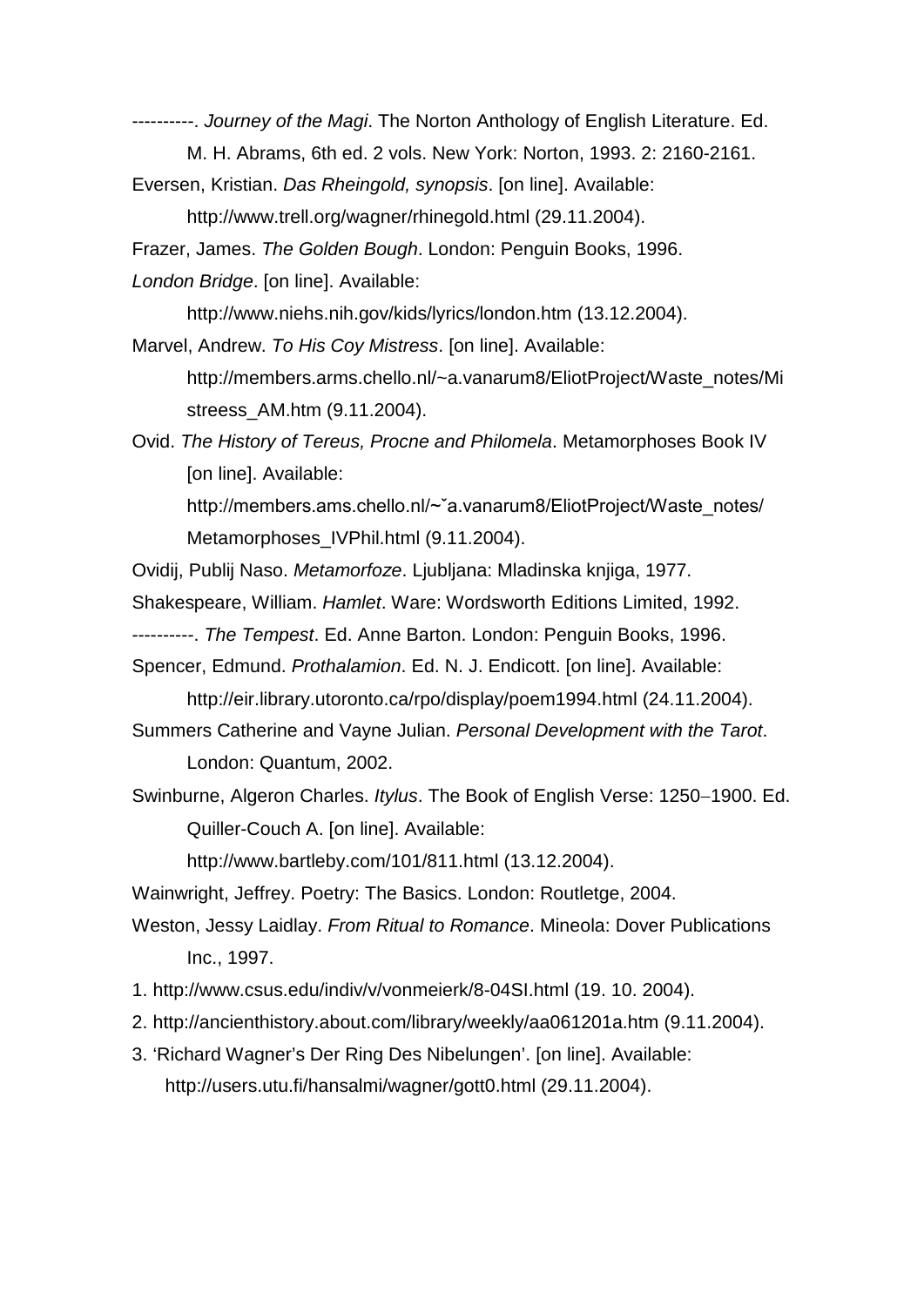----------. *Journey of the Magi*. The Norton Anthology of English Literature. Ed. M. H. Abrams, 6th ed. 2 vols. New York: Norton, 1993. 2: 2160-2161.

Eversen, Kristian. *Das Rheingold, synopsis*. [on line]. Available: http://www.trell.org/wagner/rhinegold.html (29.11.2004).

Frazer, James. *The Golden Bough*. London: Penguin Books, 1996.

*London Bridge*. [on line]. Available: http://www.niehs.nih.gov/kids/lyrics/london.htm (13.12.2004).

Marvel, Andrew. *To His Coy Mistress*. [on line]. Available: http://members.arms.chello.nl/~a.vanarum8/EliotProject/Waste_notes/Mistreess_AM.htm (9.11.2004).

Ovid. *The History of Tereus, Procne and Philomela*. Metamorphoses Book IV [on line]. Available: http://members.ams.chello.nl/~ˇa.vanarum8/EliotProject/Waste_notes/Metamorphoses_IVPhil.html (9.11.2004).

Ovidij, Publij Naso. *Metamorfoze*. Ljubljana: Mladinska knjiga, 1977.

Shakespeare, William. *Hamlet*. Ware: Wordsworth Editions Limited, 1992.

----------. *The Tempest*. Ed. Anne Barton. London: Penguin Books, 1996.

Spencer, Edmund. *Prothalamion*. Ed. N. J. Endicott. [on line]. Available: http://eir.library.utoronto.ca/rpo/display/poem1994.html (24.11.2004).

Summers Catherine and Vayne Julian. *Personal Development with the Tarot*. London: Quantum, 2002.

Swinburne, Algeron Charles. *Itylus*. The Book of English Verse: 1250–1900. Ed. Quiller-Couch A. [on line]. Available: http://www.bartleby.com/101/811.html (13.12.2004).

Wainwright, Jeffrey. Poetry: The Basics. London: Routletge, 2004.

Weston, Jessy Laidlay. *From Ritual to Romance*. Mineola: Dover Publications Inc., 1997.

1. http://www.csus.edu/indiv/v/vonmeierk/8-04SI.html (19. 10. 2004).
2. http://ancienthistory.about.com/library/weekly/aa061201a.htm (9.11.2004).
3. 'Richard Wagner's Der Ring Des Nibelungen'. [on line]. Available: http://users.utu.fi/hansalmi/wagner/gott0.html (29.11.2004).